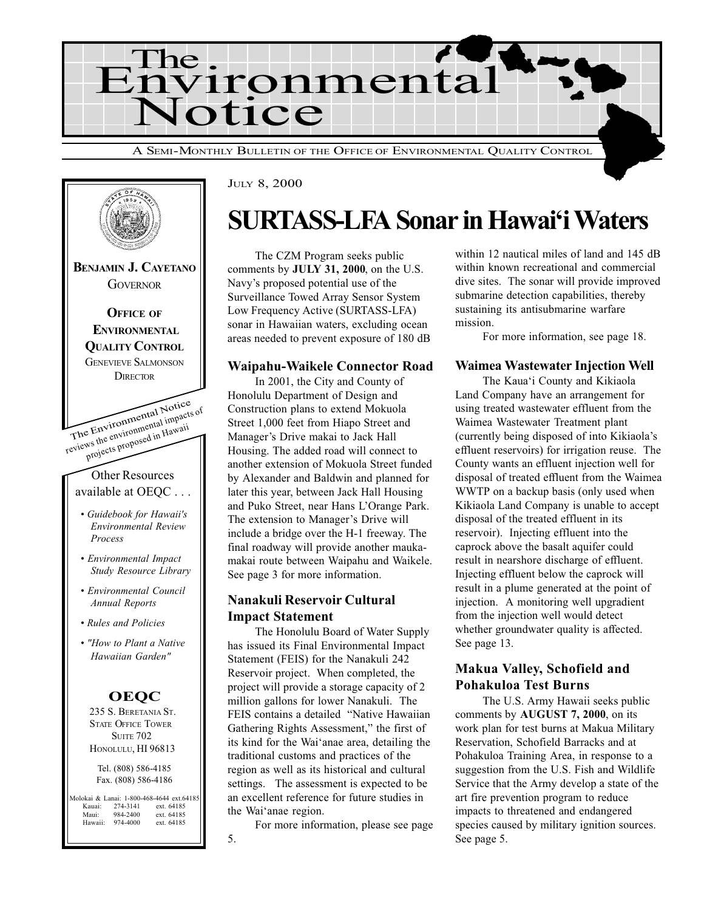# The Environmental Notice

A SEMI-MONTHLY BULLETIN OF THE OFFICE OF ENVIRONMENTAL QUALITY CONTROL

**BENJAMIN J. CAYETANO**
GOVERNOR

**OFFICE OF ENVIRONMENTAL QUALITY CONTROL**
GENEVIEVE SALMONSON
DIRECTOR

The Environmental Notice reviews the environmental impacts of projects proposed in Hawaii

Other Resources available at OEQC . . .

- *Guidebook for Hawaii's Environmental Review Process*
- *Environmental Impact Study Resource Library*
- *Environmental Council Annual Reports*
- *Rules and Policies*
- *"How to Plant a Native Hawaiian Garden"*

**OEQC**
235 S. BERETANIA ST.
STATE OFFICE TOWER
SUITE 702
HONOLULU, HI 96813

Tel. (808) 586-4185
Fax. (808) 586-4186

Molokai & Lanai: 1-800-468-4644 ext.64185
Kauai: 274-3141 ext. 64185
Maui: 984-2400 ext. 64185
Hawaii: 974-4000 ext. 64185

JULY 8, 2000

# SURTASS-LFA Sonar in Hawai'i Waters

The CZM Program seeks public comments by **JULY 31, 2000**, on the U.S. Navy's proposed potential use of the Surveillance Towed Array Sensor System Low Frequency Active (SURTASS-LFA) sonar in Hawaiian waters, excluding ocean areas needed to prevent exposure of 180 dB within 12 nautical miles of land and 145 dB within known recreational and commercial dive sites. The sonar will provide improved submarine detection capabilities, thereby sustaining its antisubmarine warfare mission.

For more information, see page 18.

### Waipahu-Waikele Connector Road

In 2001, the City and County of Honolulu Department of Design and Construction plans to extend Mokuola Street 1,000 feet from Hiapo Street and Manager's Drive makai to Jack Hall Housing. The added road will connect to another extension of Mokuola Street funded by Alexander and Baldwin and planned for later this year, between Jack Hall Housing and Puko Street, near Hans L'Orange Park. The extension to Manager's Drive will include a bridge over the H-1 freeway. The final roadway will provide another mauka-makai route between Waipahu and Waikele. See page 3 for more information.

### Nanakuli Reservoir Cultural Impact Statement

The Honolulu Board of Water Supply has issued its Final Environmental Impact Statement (FEIS) for the Nanakuli 242 Reservoir project. When completed, the project will provide a storage capacity of 2 million gallons for lower Nanakuli. The FEIS contains a detailed "Native Hawaiian Gathering Rights Assessment," the first of its kind for the Wai'anae area, detailing the traditional customs and practices of the region as well as its historical and cultural settings. The assessment is expected to be an excellent reference for future studies in the Wai'anae region.

For more information, please see page 5.

### Waimea Wastewater Injection Well

The Kaua'i County and Kikiaola Land Company have an arrangement for using treated wastewater effluent from the Waimea Wastewater Treatment plant (currently being disposed of into Kikiaola's effluent reservoirs) for irrigation reuse. The County wants an effluent injection well for disposal of treated effluent from the Waimea WWTP on a backup basis (only used when Kikiaola Land Company is unable to accept disposal of the treated effluent in its reservoir). Injecting effluent into the caprock above the basalt aquifer could result in nearshore discharge of effluent. Injecting effluent below the caprock will result in a plume generated at the point of injection. A monitoring well upgradient from the injection well would detect whether groundwater quality is affected. See page 13.

### Makua Valley, Schofield and Pohakuloa Test Burns

The U.S. Army Hawaii seeks public comments by **AUGUST 7, 2000**, on its work plan for test burns at Makua Military Reservation, Schofield Barracks and at Pohakuloa Training Area, in response to a suggestion from the U.S. Fish and Wildlife Service that the Army develop a state of the art fire prevention program to reduce impacts to threatened and endangered species caused by military ignition sources. See page 5.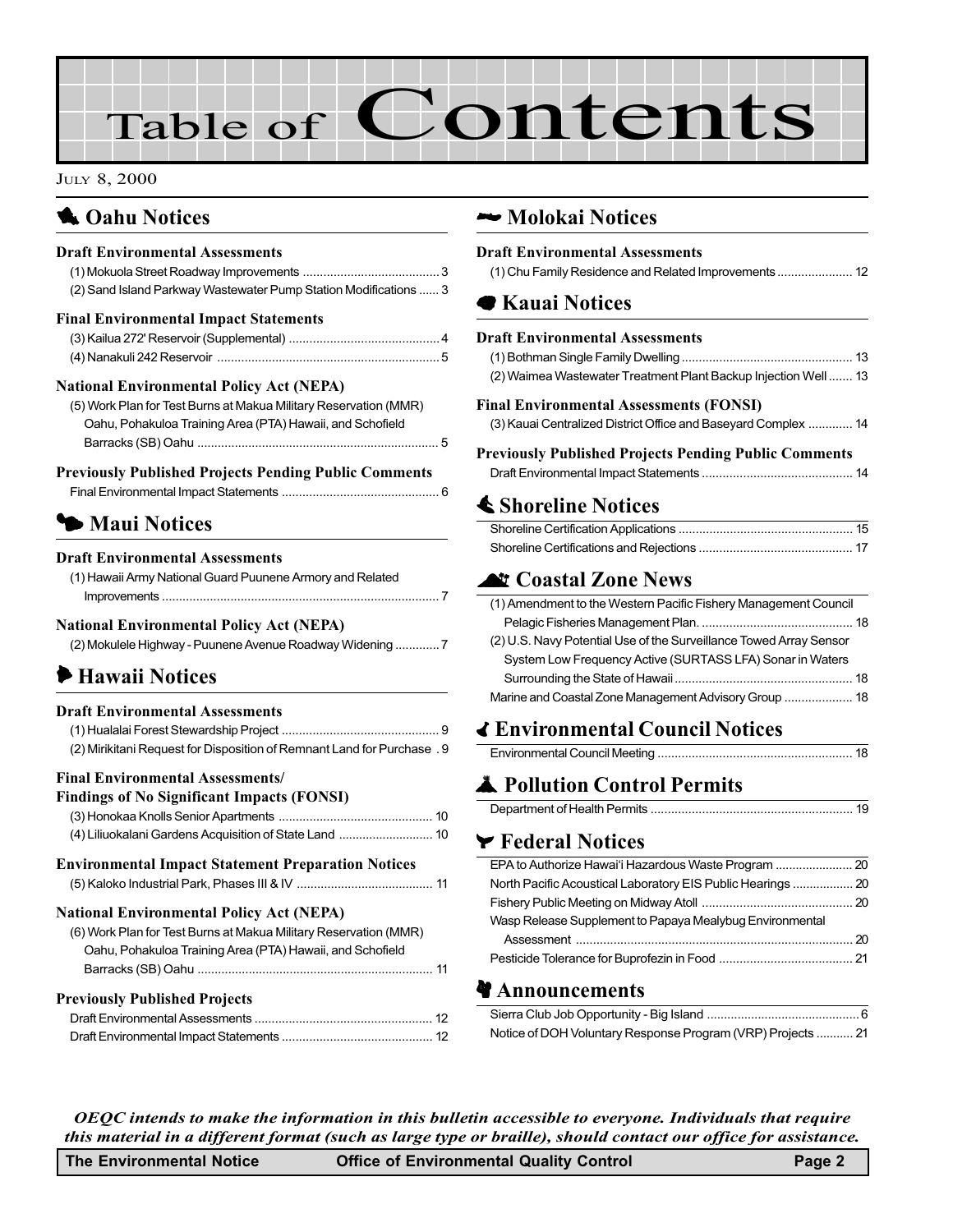# Table of Contents

JULY 8, 2000

## Oahu Notices

### Draft Environmental Assessments

(1) Mokuola Street Roadway Improvements ........................................ 3
(2) Sand Island Parkway Wastewater Pump Station Modifications ...... 3

### Final Environmental Impact Statements

(3) Kailua 272' Reservoir (Supplemental) ............................................ 4
(4) Nanakuli 242 Reservoir ................................................................. 5

### National Environmental Policy Act (NEPA)

(5) Work Plan for Test Burns at Makua Military Reservation (MMR) Oahu, Pohakuloa Training Area (PTA) Hawaii, and Schofield Barracks (SB) Oahu ...................................................................... 5

### Previously Published Projects Pending Public Comments

Final Environmental Impact Statements .............................................. 6

## Maui Notices

### Draft Environmental Assessments

(1) Hawaii Army National Guard Puunene Armory and Related Improvements ................................................................................ 7

### National Environmental Policy Act (NEPA)

(2) Mokulele Highway - Puunene Avenue Roadway Widening ............. 7

## Hawaii Notices

### Draft Environmental Assessments

(1) Hualalai Forest Stewardship Project .............................................. 9
(2) Mirikitani Request for Disposition of Remnant Land for Purchase . 9

### Final Environmental Assessments/ Findings of No Significant Impacts (FONSI)

(3) Honokaa Knolls Senior Apartments ............................................. 10
(4) Liliuokalani Gardens Acquisition of State Land ............................ 10

### Environmental Impact Statement Preparation Notices

(5) Kaloko Industrial Park, Phases III & IV ........................................ 11

### National Environmental Policy Act (NEPA)

(6) Work Plan for Test Burns at Makua Military Reservation (MMR) Oahu, Pohakuloa Training Area (PTA) Hawaii, and Schofield Barracks (SB) Oahu ..................................................................... 11

### Previously Published Projects

Draft Environmental Assessments .................................................... 12
Draft Environmental Impact Statements ............................................ 12

## Molokai Notices

### Draft Environmental Assessments

(1) Chu Family Residence and Related Improvements ...................... 12

## Kauai Notices

### Draft Environmental Assessments

(1) Bothman Single Family Dwelling .................................................. 13
(2) Waimea Wastewater Treatment Plant Backup Injection Well ....... 13

### Final Environmental Assessments (FONSI)

(3) Kauai Centralized District Office and Baseyard Complex ............. 14

### Previously Published Projects Pending Public Comments

Draft Environmental Impact Statements ............................................ 14

## Shoreline Notices

Shoreline Certification Applications ................................................... 15
Shoreline Certifications and Rejections ............................................. 17

## Coastal Zone News

(1) Amendment to the Western Pacific Fishery Management Council Pelagic Fisheries Management Plan. ............................................ 18
(2) U.S. Navy Potential Use of the Surveillance Towed Array Sensor System Low Frequency Active (SURTASS LFA) Sonar in Waters Surrounding the State of Hawaii .................................................... 18
Marine and Coastal Zone Management Advisory Group .................... 18

## Environmental Council Notices

Environmental Council Meeting ......................................................... 18

## Pollution Control Permits

Department of Health Permits ........................................................... 19

## Federal Notices

EPA to Authorize Hawai'i Hazardous Waste Program ....................... 20
North Pacific Acoustical Laboratory EIS Public Hearings .................. 20
Fishery Public Meeting on Midway Atoll ............................................ 20
Wasp Release Supplement to Papaya Mealybug Environmental Assessment ................................................................................. 20
Pesticide Tolerance for Buprofezin in Food ....................................... 21

## Announcements

Sierra Club Job Opportunity - Big Island ............................................ 6
Notice of DOH Voluntary Response Program (VRP) Projects ........... 21

***OEQC intends to make the information in this bulletin accessible to everyone. Individuals that require this material in a different format (such as large type or braille), should contact our office for assistance.***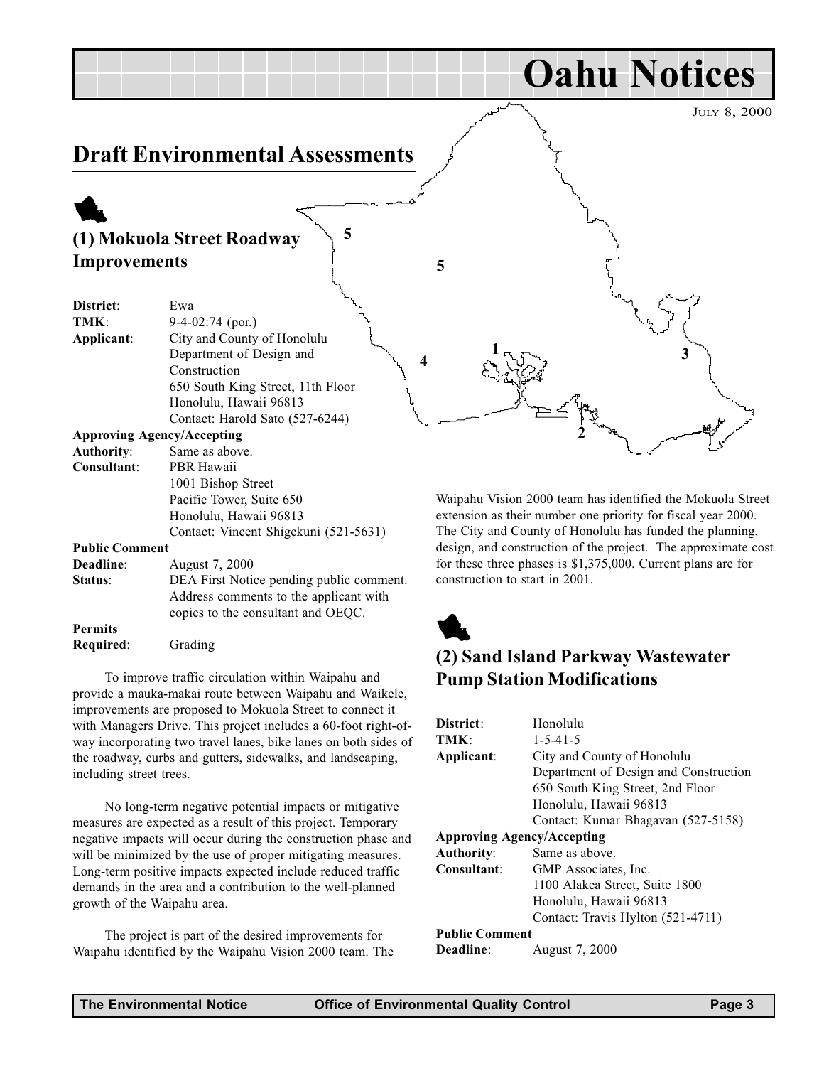# Oahu Notices

JULY 8, 2000

## Draft Environmental Assessments

### (1) Mokuola Street Roadway Improvements

**District**: Ewa
**TMK**: 9-4-02:74 (por.)
**Applicant**: City and County of Honolulu
Department of Design and Construction
650 South King Street, 11th Floor
Honolulu, Hawaii 96813
Contact: Harold Sato (527-6244)

**Approving Agency/Accepting Authority**: Same as above.
**Consultant**: PBR Hawaii
1001 Bishop Street
Pacific Tower, Suite 650
Honolulu, Hawaii 96813
Contact: Vincent Shigekuni (521-5631)

**Public Comment Deadline**: August 7, 2000
**Status**: DEA First Notice pending public comment. Address comments to the applicant with copies to the consultant and OEQC.

**Permits Required**: Grading

To improve traffic circulation within Waipahu and provide a mauka-makai route between Waipahu and Waikele, improvements are proposed to Mokuola Street to connect it with Managers Drive. This project includes a 60-foot right-of-way incorporating two travel lanes, bike lanes on both sides of the roadway, curbs and gutters, sidewalks, and landscaping, including street trees.

No long-term negative potential impacts or mitigative measures are expected as a result of this project. Temporary negative impacts will occur during the construction phase and will be minimized by the use of proper mitigating measures. Long-term positive impacts expected include reduced traffic demands in the area and a contribution to the well-planned growth of the Waipahu area.

The project is part of the desired improvements for Waipahu identified by the Waipahu Vision 2000 team. The Waipahu Vision 2000 team has identified the Mokuola Street extension as their number one priority for fiscal year 2000. The City and County of Honolulu has funded the planning, design, and construction of the project. The approximate cost for these three phases is $1,375,000. Current plans are for construction to start in 2001.

### (2) Sand Island Parkway Wastewater Pump Station Modifications

**District**: Honolulu
**TMK**: 1-5-41-5
**Applicant**: City and County of Honolulu
Department of Design and Construction
650 South King Street, 2nd Floor
Honolulu, Hawaii 96813
Contact: Kumar Bhagavan (527-5158)

**Approving Agency/Accepting Authority**: Same as above.
**Consultant**: GMP Associates, Inc.
1100 Alakea Street, Suite 1800
Honolulu, Hawaii 96813
Contact: Travis Hylton (521-4711)

**Public Comment Deadline**: August 7, 2000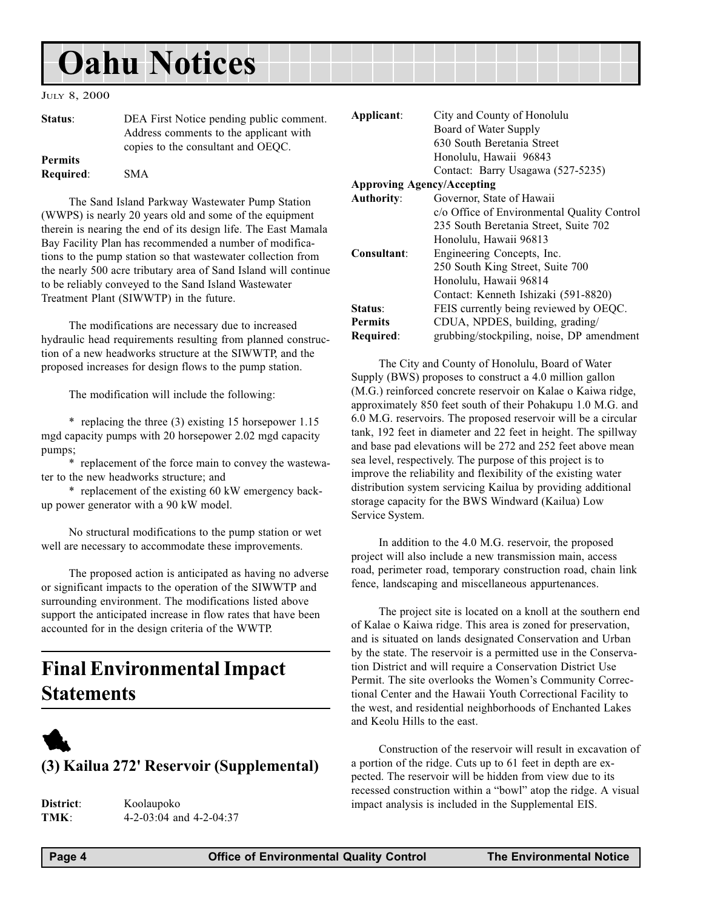**Status**: DEA First Notice pending public comment. Address comments to the applicant with copies to the consultant and OEQC.

**Permits Required**: SMA

The Sand Island Parkway Wastewater Pump Station (WWPS) is nearly 20 years old and some of the equipment therein is nearing the end of its design life. The East Mamala Bay Facility Plan has recommended a number of modifications to the pump station so that wastewater collection from the nearly 500 acre tributary area of Sand Island will continue to be reliably conveyed to the Sand Island Wastewater Treatment Plant (SIWWTP) in the future.

The modifications are necessary due to increased hydraulic head requirements resulting from planned construction of a new headworks structure at the SIWWTP, and the proposed increases for design flows to the pump station.

The modification will include the following:

* replacing the three (3) existing 15 horsepower 1.15 mgd capacity pumps with 20 horsepower 2.02 mgd capacity pumps;
* replacement of the force main to convey the wastewater to the new headworks structure; and
* replacement of the existing 60 kW emergency back-up power generator with a 90 kW model.

No structural modifications to the pump station or wet well are necessary to accommodate these improvements.

The proposed action is anticipated as having no adverse or significant impacts to the operation of the SIWWTP and surrounding environment. The modifications listed above support the anticipated increase in flow rates that have been accounted for in the design criteria of the WWTP.

# Final Environmental Impact Statements

## (3) Kailua 272' Reservoir (Supplemental)

**District**: Koolaupoko
**TMK**: 4-2-03:04 and 4-2-04:37
**Applicant**: City and County of Honolulu
Board of Water Supply
630 South Beretania Street
Honolulu, Hawaii 96843
Contact: Barry Usagawa (527-5235)

**Approving Agency/Accepting Authority**: Governor, State of Hawaii
c/o Office of Environmental Quality Control
235 South Beretania Street, Suite 702
Honolulu, Hawaii 96813

**Consultant**: Engineering Concepts, Inc.
250 South King Street, Suite 700
Honolulu, Hawaii 96814
Contact: Kenneth Ishizaki (591-8820)

**Status**: FEIS currently being reviewed by OEQC.

**Permits Required**: CDUA, NPDES, building, grading/grubbing/stockpiling, noise, DP amendment

The City and County of Honolulu, Board of Water Supply (BWS) proposes to construct a 4.0 million gallon (M.G.) reinforced concrete reservoir on Kalae o Kaiwa ridge, approximately 850 feet south of their Pohakupu 1.0 M.G. and 6.0 M.G. reservoirs. The proposed reservoir will be a circular tank, 192 feet in diameter and 22 feet in height. The spillway and base pad elevations will be 272 and 252 feet above mean sea level, respectively. The purpose of this project is to improve the reliability and flexibility of the existing water distribution system servicing Kailua by providing additional storage capacity for the BWS Windward (Kailua) Low Service System.

In addition to the 4.0 M.G. reservoir, the proposed project will also include a new transmission main, access road, perimeter road, temporary construction road, chain link fence, landscaping and miscellaneous appurtenances.

The project site is located on a knoll at the southern end of Kalae o Kaiwa ridge. This area is zoned for preservation, and is situated on lands designated Conservation and Urban by the state. The reservoir is a permitted use in the Conservation District and will require a Conservation District Use Permit. The site overlooks the Women's Community Correctional Center and the Hawaii Youth Correctional Facility to the west, and residential neighborhoods of Enchanted Lakes and Keolu Hills to the east.

Construction of the reservoir will result in excavation of a portion of the ridge. Cuts up to 61 feet in depth are expected. The reservoir will be hidden from view due to its recessed construction within a "bowl" atop the ridge. A visual impact analysis is included in the Supplemental EIS.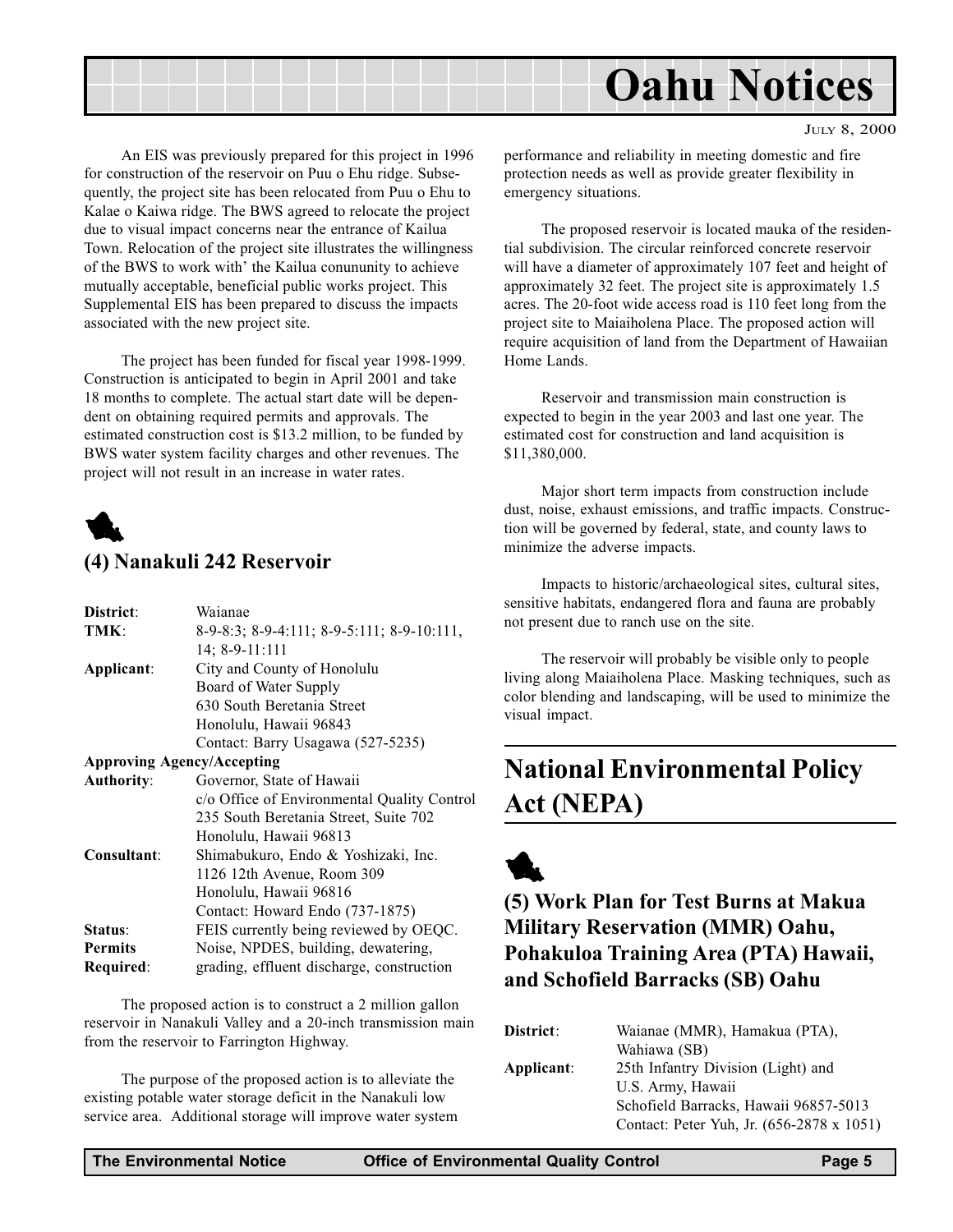An EIS was previously prepared for this project in 1996 for construction of the reservoir on Puu o Ehu ridge. Subsequently, the project site has been relocated from Puu o Ehu to Kalae o Kaiwa ridge. The BWS agreed to relocate the project due to visual impact concerns near the entrance of Kailua Town. Relocation of the project site illustrates the willingness of the BWS to work with' the Kailua conununity to achieve mutually acceptable, beneficial public works project. This Supplemental EIS has been prepared to discuss the impacts associated with the new project site.

The project has been funded for fiscal year 1998-1999. Construction is anticipated to begin in April 2001 and take 18 months to complete. The actual start date will be dependent on obtaining required permits and approvals. The estimated construction cost is $13.2 million, to be funded by BWS water system facility charges and other revenues. The project will not result in an increase in water rates.

## (4) Nanakuli 242 Reservoir

| | |
|---|---|
| **District**: | Waianae |
| **TMK**: | 8-9-8:3; 8-9-4:111; 8-9-5:111; 8-9-10:111, 14; 8-9-11:111 |
| **Applicant**: | City and County of Honolulu<br>Board of Water Supply<br>630 South Beretania Street<br>Honolulu, Hawaii 96843<br>Contact: Barry Usagawa (527-5235) |
| **Approving Agency/Accepting Authority**: | Governor, State of Hawaii<br>c/o Office of Environmental Quality Control<br>235 South Beretania Street, Suite 702<br>Honolulu, Hawaii 96813 |
| **Consultant**: | Shimabukuro, Endo & Yoshizaki, Inc.<br>1126 12th Avenue, Room 309<br>Honolulu, Hawaii 96816<br>Contact: Howard Endo (737-1875) |
| **Status**: | FEIS currently being reviewed by OEQC. |
| **Permits Required**: | Noise, NPDES, building, dewatering, grading, effluent discharge, construction |

The proposed action is to construct a 2 million gallon reservoir in Nanakuli Valley and a 20-inch transmission main from the reservoir to Farrington Highway.

The purpose of the proposed action is to alleviate the existing potable water storage deficit in the Nanakuli low service area. Additional storage will improve water system performance and reliability in meeting domestic and fire protection needs as well as provide greater flexibility in emergency situations.

The proposed reservoir is located mauka of the residential subdivision. The circular reinforced concrete reservoir will have a diameter of approximately 107 feet and height of approximately 32 feet. The project site is approximately 1.5 acres. The 20-foot wide access road is 110 feet long from the project site to Maiaiholena Place. The proposed action will require acquisition of land from the Department of Hawaiian Home Lands.

Reservoir and transmission main construction is expected to begin in the year 2003 and last one year. The estimated cost for construction and land acquisition is $11,380,000.

Major short term impacts from construction include dust, noise, exhaust emissions, and traffic impacts. Construction will be governed by federal, state, and county laws to minimize the adverse impacts.

Impacts to historic/archaeological sites, cultural sites, sensitive habitats, endangered flora and fauna are probably not present due to ranch use on the site.

The reservoir will probably be visible only to people living along Maiaiholena Place. Masking techniques, such as color blending and landscaping, will be used to minimize the visual impact.

# National Environmental Policy Act (NEPA)

## (5) Work Plan for Test Burns at Makua Military Reservation (MMR) Oahu, Pohakuloa Training Area (PTA) Hawaii, and Schofield Barracks (SB) Oahu

| | |
|---|---|
| **District**: | Waianae (MMR), Hamakua (PTA), Wahiawa (SB) |
| **Applicant**: | 25th Infantry Division (Light) and U.S. Army, Hawaii<br>Schofield Barracks, Hawaii 96857-5013<br>Contact: Peter Yuh, Jr. (656-2878 x 1051) |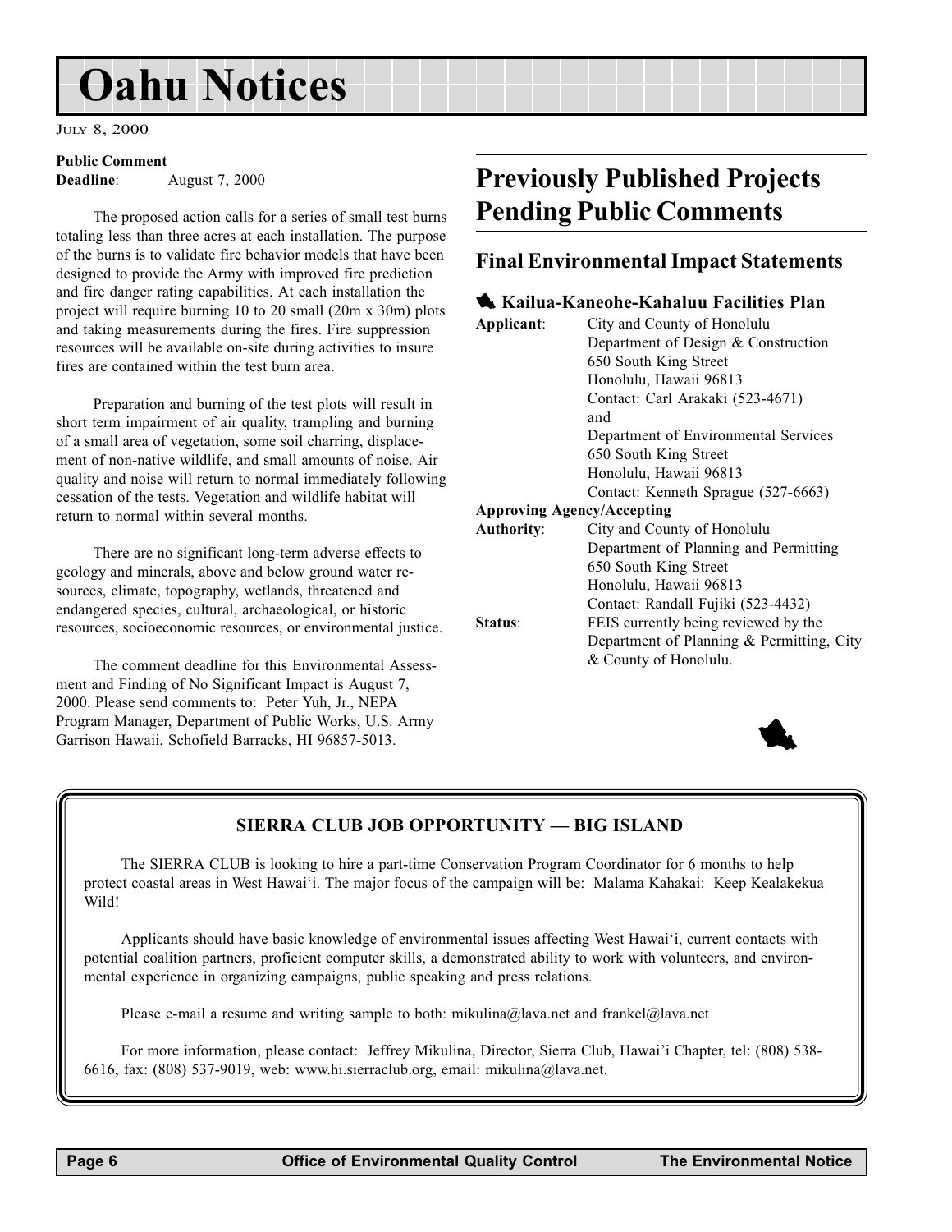**Public Comment**
**Deadline**: August 7, 2000

The proposed action calls for a series of small test burns totaling less than three acres at each installation. The purpose of the burns is to validate fire behavior models that have been designed to provide the Army with improved fire prediction and fire danger rating capabilities. At each installation the project will require burning 10 to 20 small (20m x 30m) plots and taking measurements during the fires. Fire suppression resources will be available on-site during activities to insure fires are contained within the test burn area.

Preparation and burning of the test plots will result in short term impairment of air quality, trampling and burning of a small area of vegetation, some soil charring, displacement of non-native wildlife, and small amounts of noise. Air quality and noise will return to normal immediately following cessation of the tests. Vegetation and wildlife habitat will return to normal within several months.

There are no significant long-term adverse effects to geology and minerals, above and below ground water resources, climate, topography, wetlands, threatened and endangered species, cultural, archaeological, or historic resources, socioeconomic resources, or environmental justice.

The comment deadline for this Environmental Assessment and Finding of No Significant Impact is August 7, 2000. Please send comments to: Peter Yuh, Jr., NEPA Program Manager, Department of Public Works, U.S. Army Garrison Hawaii, Schofield Barracks, HI 96857-5013.

# Previously Published Projects Pending Public Comments

## Final Environmental Impact Statements

### Kailua-Kaneohe-Kahaluu Facilities Plan

**Applicant**: City and County of Honolulu
Department of Design & Construction
650 South King Street
Honolulu, Hawaii 96813
Contact: Carl Arakaki (523-4671)
and
Department of Environmental Services
650 South King Street
Honolulu, Hawaii 96813
Contact: Kenneth Sprague (527-6663)

**Approving Agency/Accepting Authority**: City and County of Honolulu
Department of Planning and Permitting
650 South King Street
Honolulu, Hawaii 96813
Contact: Randall Fujiki (523-4432)

**Status**: FEIS currently being reviewed by the Department of Planning & Permitting, City & County of Honolulu.

---

**SIERRA CLUB JOB OPPORTUNITY — BIG ISLAND**

The SIERRA CLUB is looking to hire a part-time Conservation Program Coordinator for 6 months to help protect coastal areas in West Hawai'i. The major focus of the campaign will be: Malama Kahakai: Keep Kealakekua Wild!

Applicants should have basic knowledge of environmental issues affecting West Hawai'i, current contacts with potential coalition partners, proficient computer skills, a demonstrated ability to work with volunteers, and environmental experience in organizing campaigns, public speaking and press relations.

Please e-mail a resume and writing sample to both: mikulina@lava.net and frankel@lava.net

For more information, please contact: Jeffrey Mikulina, Director, Sierra Club, Hawai'i Chapter, tel: (808) 538-6616, fax: (808) 537-9019, web: www.hi.sierraclub.org, email: mikulina@lava.net.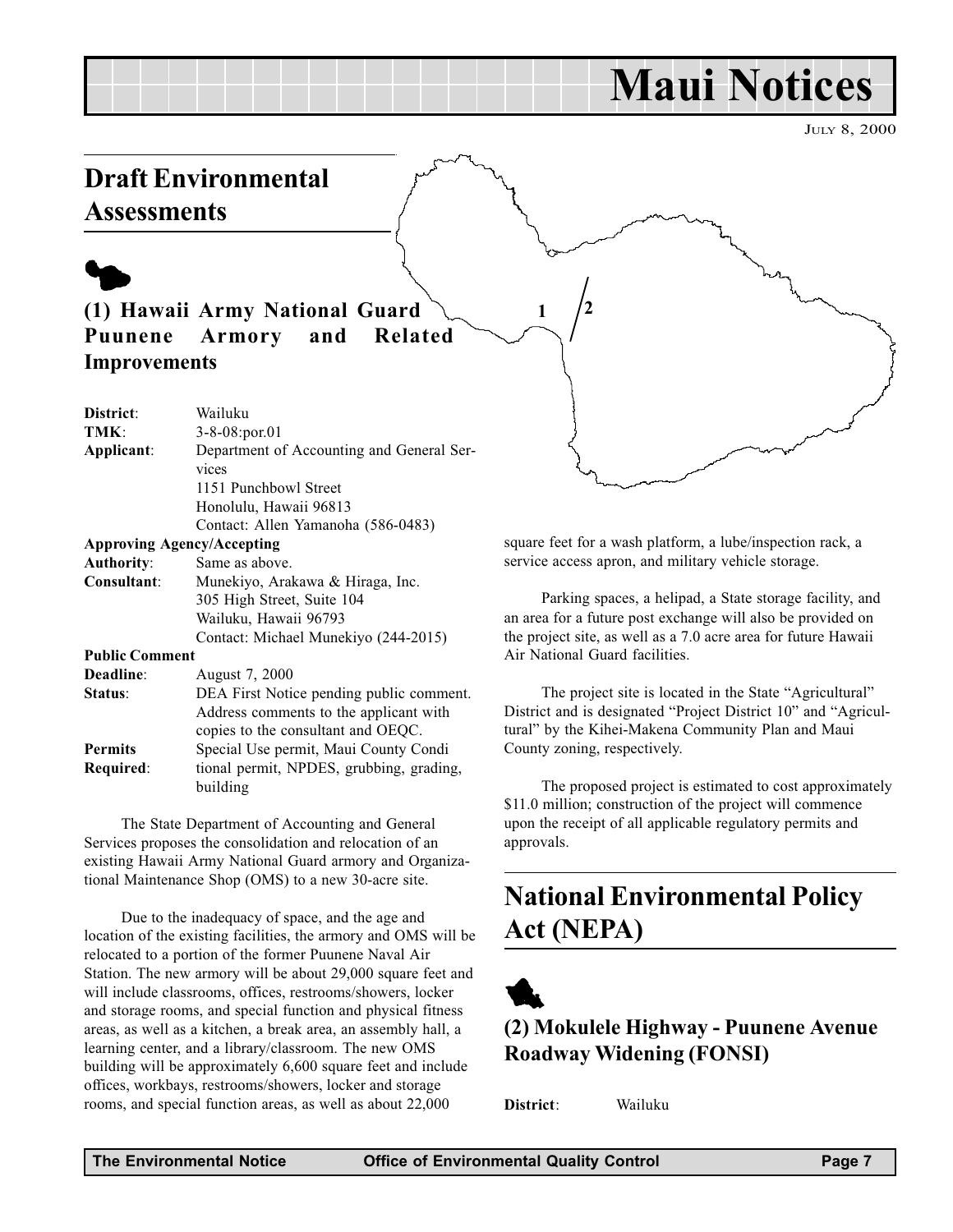# Maui Notices

JULY 8, 2000

## Draft Environmental Assessments

### (1) Hawaii Army National Guard Puunene Armory and Related Improvements

| | |
|---|---|
| **District**: | Wailuku |
| **TMK**: | 3-8-08:por.01 |
| **Applicant**: | Department of Accounting and General Services<br>1151 Punchbowl Street<br>Honolulu, Hawaii 96813<br>Contact: Allen Yamanoha (586-0483) |
| **Approving Agency/Accepting Authority**: | Same as above. |
| **Consultant**: | Munekiyo, Arakawa & Hiraga, Inc.<br>305 High Street, Suite 104<br>Wailuku, Hawaii 96793<br>Contact: Michael Munekiyo (244-2015) |
| **Public Comment Deadline**: | August 7, 2000 |
| **Status**: | DEA First Notice pending public comment. Address comments to the applicant with copies to the consultant and OEQC. |
| **Permits Required**: | Special Use permit, Maui County Conditional permit, NPDES, grubbing, grading, building |

The State Department of Accounting and General Services proposes the consolidation and relocation of an existing Hawaii Army National Guard armory and Organizational Maintenance Shop (OMS) to a new 30-acre site.

Due to the inadequacy of space, and the age and location of the existing facilities, the armory and OMS will be relocated to a portion of the former Puunene Naval Air Station. The new armory will be about 29,000 square feet and will include classrooms, offices, restrooms/showers, locker and storage rooms, and special function and physical fitness areas, as well as a kitchen, a break area, an assembly hall, a learning center, and a library/classroom. The new OMS building will be approximately 6,600 square feet and include offices, workbays, restrooms/showers, locker and storage rooms, and special function areas, as well as about 22,000 square feet for a wash platform, a lube/inspection rack, a service access apron, and military vehicle storage.

Parking spaces, a helipad, a State storage facility, and an area for a future post exchange will also be provided on the project site, as well as a 7.0 acre area for future Hawaii Air National Guard facilities.

The project site is located in the State "Agricultural" District and is designated "Project District 10" and "Agricultural" by the Kihei-Makena Community Plan and Maui County zoning, respectively.

The proposed project is estimated to cost approximately $11.0 million; construction of the project will commence upon the receipt of all applicable regulatory permits and approvals.

## National Environmental Policy Act (NEPA)

### (2) Mokulele Highway - Puunene Avenue Roadway Widening (FONSI)

**District**: Wailuku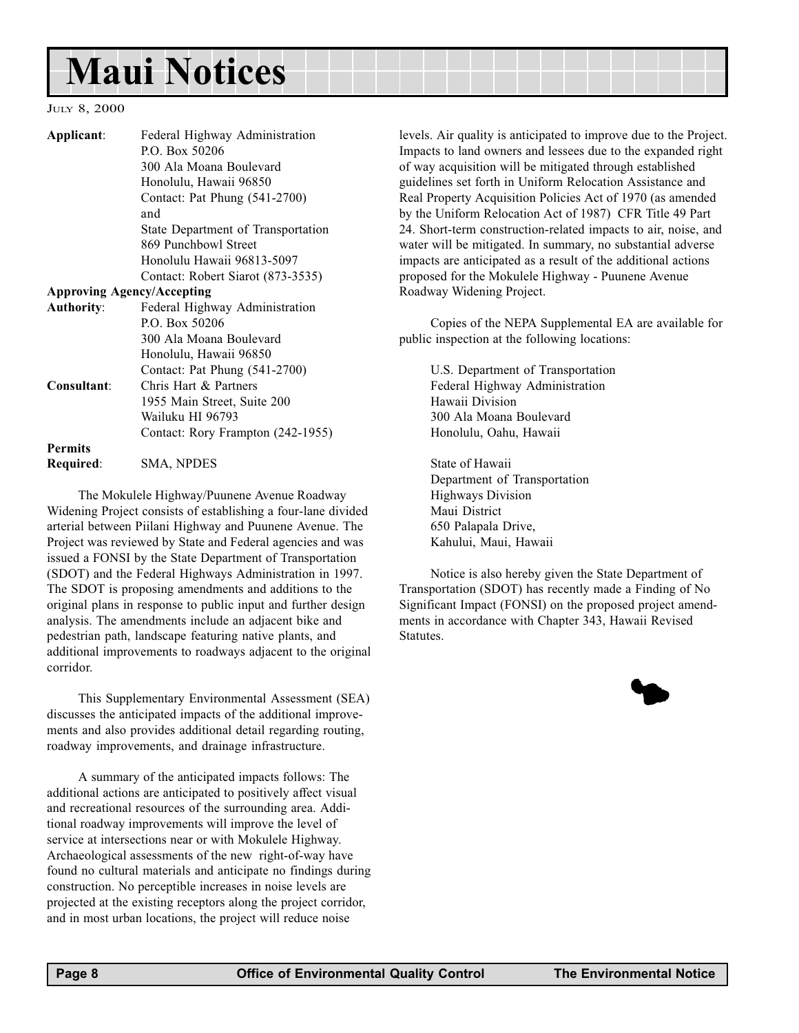# Maui Notices

July 8, 2000

**Applicant**: Federal Highway Administration
P.O. Box 50206
300 Ala Moana Boulevard
Honolulu, Hawaii 96850
Contact: Pat Phung (541-2700)
and
State Department of Transportation
869 Punchbowl Street
Honolulu Hawaii 96813-5097
Contact: Robert Siarot (873-3535)

**Approving Agency/Accepting Authority**: Federal Highway Administration
P.O. Box 50206
300 Ala Moana Boulevard
Honolulu, Hawaii 96850
Contact: Pat Phung (541-2700)

**Consultant**: Chris Hart & Partners
1955 Main Street, Suite 200
Wailuku HI 96793
Contact: Rory Frampton (242-1955)

**Permits Required**: SMA, NPDES

The Mokulele Highway/Puunene Avenue Roadway Widening Project consists of establishing a four-lane divided arterial between Piilani Highway and Puunene Avenue. The Project was reviewed by State and Federal agencies and was issued a FONSI by the State Department of Transportation (SDOT) and the Federal Highways Administration in 1997. The SDOT is proposing amendments and additions to the original plans in response to public input and further design analysis. The amendments include an adjacent bike and pedestrian path, landscape featuring native plants, and additional improvements to roadways adjacent to the original corridor.

This Supplementary Environmental Assessment (SEA) discusses the anticipated impacts of the additional improvements and also provides additional detail regarding routing, roadway improvements, and drainage infrastructure.

A summary of the anticipated impacts follows: The additional actions are anticipated to positively affect visual and recreational resources of the surrounding area. Additional roadway improvements will improve the level of service at intersections near or with Mokulele Highway. Archaeological assessments of the new right-of-way have found no cultural materials and anticipate no findings during construction. No perceptible increases in noise levels are projected at the existing receptors along the project corridor, and in most urban locations, the project will reduce noise levels. Air quality is anticipated to improve due to the Project. Impacts to land owners and lessees due to the expanded right of way acquisition will be mitigated through established guidelines set forth in Uniform Relocation Assistance and Real Property Acquisition Policies Act of 1970 (as amended by the Uniform Relocation Act of 1987) CFR Title 49 Part 24. Short-term construction-related impacts to air, noise, and water will be mitigated. In summary, no substantial adverse impacts are anticipated as a result of the additional actions proposed for the Mokulele Highway - Puunene Avenue Roadway Widening Project.

Copies of the NEPA Supplemental EA are available for public inspection at the following locations:

U.S. Department of Transportation
Federal Highway Administration
Hawaii Division
300 Ala Moana Boulevard
Honolulu, Oahu, Hawaii

State of Hawaii
Department of Transportation
Highways Division
Maui District
650 Palapala Drive,
Kahului, Maui, Hawaii

Notice is also hereby given the State Department of Transportation (SDOT) has recently made a Finding of No Significant Impact (FONSI) on the proposed project amendments in accordance with Chapter 343, Hawaii Revised Statutes.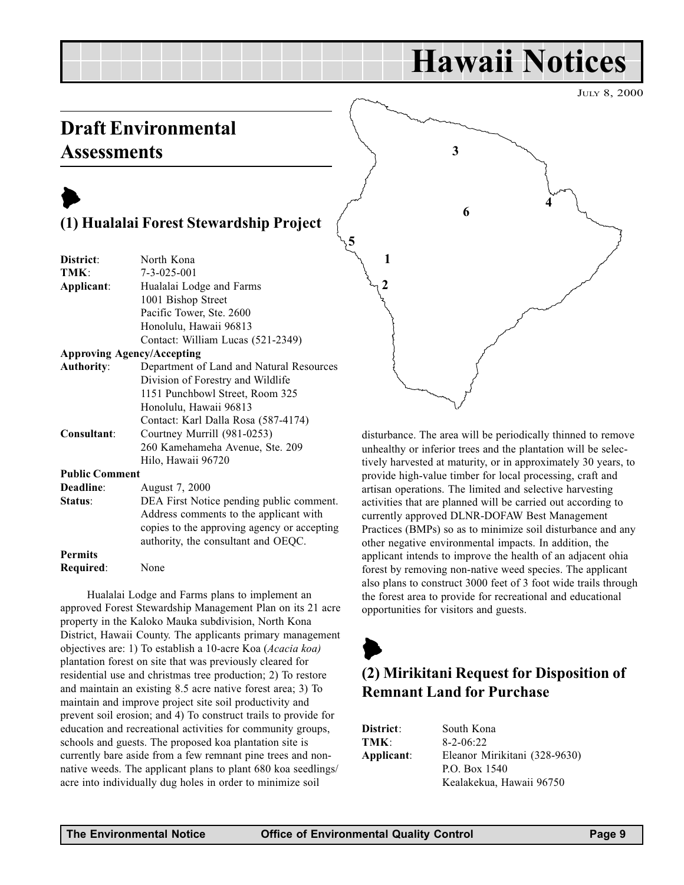# Hawaii Notices

JULY 8, 2000

## Draft Environmental Assessments

### (1) Hualalai Forest Stewardship Project

| | |
|---|---|
| **District**: | North Kona |
| **TMK**: | 7-3-025-001 |
| **Applicant**: | Hualalai Lodge and Farms<br>1001 Bishop Street<br>Pacific Tower, Ste. 2600<br>Honolulu, Hawaii 96813<br>Contact: William Lucas (521-2349) |
| **Approving Agency/Accepting Authority**: | Department of Land and Natural Resources<br>Division of Forestry and Wildlife<br>1151 Punchbowl Street, Room 325<br>Honolulu, Hawaii 96813<br>Contact: Karl Dalla Rosa (587-4174) |
| **Consultant**: | Courtney Murrill (981-0253)<br>260 Kamehameha Avenue, Ste. 209<br>Hilo, Hawaii 96720 |
| **Public Comment Deadline**: | August 7, 2000 |
| **Status**: | DEA First Notice pending public comment. Address comments to the applicant with copies to the approving agency or accepting authority, the consultant and OEQC. |
| **Permits Required**: | None |

Hualalai Lodge and Farms plans to implement an approved Forest Stewardship Management Plan on its 21 acre property in the Kaloko Mauka subdivision, North Kona District, Hawaii County. The applicants primary management objectives are: 1) To establish a 10-acre Koa (*Acacia koa)* plantation forest on site that was previously cleared for residential use and christmas tree production; 2) To restore and maintain an existing 8.5 acre native forest area; 3) To maintain and improve project site soil productivity and prevent soil erosion; and 4) To construct trails to provide for education and recreational activities for community groups, schools and guests. The proposed koa plantation site is currently bare aside from a few remnant pine trees and non-native weeds. The applicant plans to plant 680 koa seedlings/acre into individually dug holes in order to minimize soil disturbance. The area will be periodically thinned to remove unhealthy or inferior trees and the plantation will be selectively harvested at maturity, or in approximately 30 years, to provide high-value timber for local processing, craft and artisan operations. The limited and selective harvesting activities that are planned will be carried out according to currently approved DLNR-DOFAW Best Management Practices (BMPs) so as to minimize soil disturbance and any other negative environmental impacts. In addition, the applicant intends to improve the health of an adjacent ohia forest by removing non-native weed species. The applicant also plans to construct 3000 feet of 3 foot wide trails through the forest area to provide for recreational and educational opportunities for visitors and guests.

### (2) Mirikitani Request for Disposition of Remnant Land for Purchase

| | |
|---|---|
| **District**: | South Kona |
| **TMK**: | 8-2-06:22 |
| **Applicant**: | Eleanor Mirikitani (328-9630)<br>P.O. Box 1540<br>Kealakekua, Hawaii 96750 |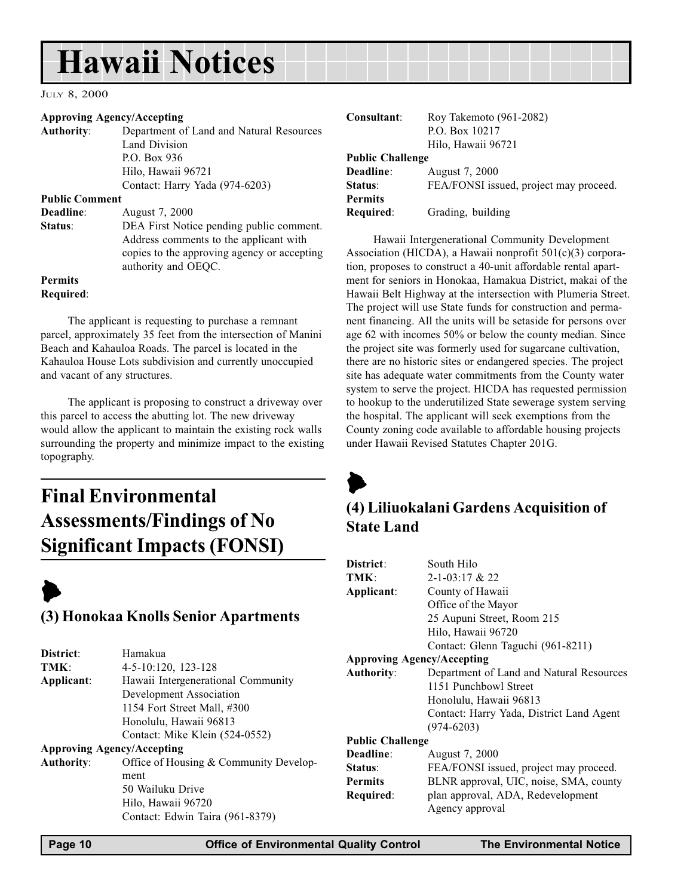**Approving Agency/Accepting**
**Authority**: Department of Land and Natural Resources
Land Division
P.O. Box 936
Hilo, Hawaii 96721
Contact: Harry Yada (974-6203)

**Public Comment**
**Deadline**: August 7, 2000
**Status**: DEA First Notice pending public comment. Address comments to the applicant with copies to the approving agency or accepting authority and OEQC.

**Permits**
**Required**:

The applicant is requesting to purchase a remnant parcel, approximately 35 feet from the intersection of Manini Beach and Kahauloa Roads. The parcel is located in the Kahauloa House Lots subdivision and currently unoccupied and vacant of any structures.

The applicant is proposing to construct a driveway over this parcel to access the abutting lot. The new driveway would allow the applicant to maintain the existing rock walls surrounding the property and minimize impact to the existing topography.

# Final Environmental Assessments/Findings of No Significant Impacts (FONSI)

## (3) Honokaa Knolls Senior Apartments

**District**: Hamakua
**TMK**: 4-5-10:120, 123-128
**Applicant**: Hawaii Intergenerational Community Development Association
1154 Fort Street Mall, #300
Honolulu, Hawaii 96813
Contact: Mike Klein (524-0552)

**Approving Agency/Accepting**
**Authority**: Office of Housing & Community Development
50 Wailuku Drive
Hilo, Hawaii 96720
Contact: Edwin Taira (961-8379)

**Consultant**: Roy Takemoto (961-2082)
P.O. Box 10217
Hilo, Hawaii 96721

**Public Challenge**
**Deadline**: August 7, 2000
**Status**: FEA/FONSI issued, project may proceed.

**Permits**
**Required**: Grading, building

Hawaii Intergenerational Community Development Association (HICDA), a Hawaii nonprofit 501(c)(3) corporation, proposes to construct a 40-unit affordable rental apartment for seniors in Honokaa, Hamakua District, makai of the Hawaii Belt Highway at the intersection with Plumeria Street. The project will use State funds for construction and permanent financing. All the units will be setaside for persons over age 62 with incomes 50% or below the county median. Since the project site was formerly used for sugarcane cultivation, there are no historic sites or endangered species. The project site has adequate water commitments from the County water system to serve the project. HICDA has requested permission to hookup to the underutilized State sewerage system serving the hospital. The applicant will seek exemptions from the County zoning code available to affordable housing projects under Hawaii Revised Statutes Chapter 201G.

## (4) Liliuokalani Gardens Acquisition of State Land

**District**: South Hilo
**TMK**: 2-1-03:17 & 22
**Applicant**: County of Hawaii
Office of the Mayor
25 Aupuni Street, Room 215
Hilo, Hawaii 96720
Contact: Glenn Taguchi (961-8211)

**Approving Agency/Accepting**
**Authority**: Department of Land and Natural Resources
1151 Punchbowl Street
Honolulu, Hawaii 96813
Contact: Harry Yada, District Land Agent (974-6203)

**Public Challenge**
**Deadline**: August 7, 2000
**Status**: FEA/FONSI issued, project may proceed.

**Permits**
**Required**: BLNR approval, UIC, noise, SMA, county plan approval, ADA, Redevelopment Agency approval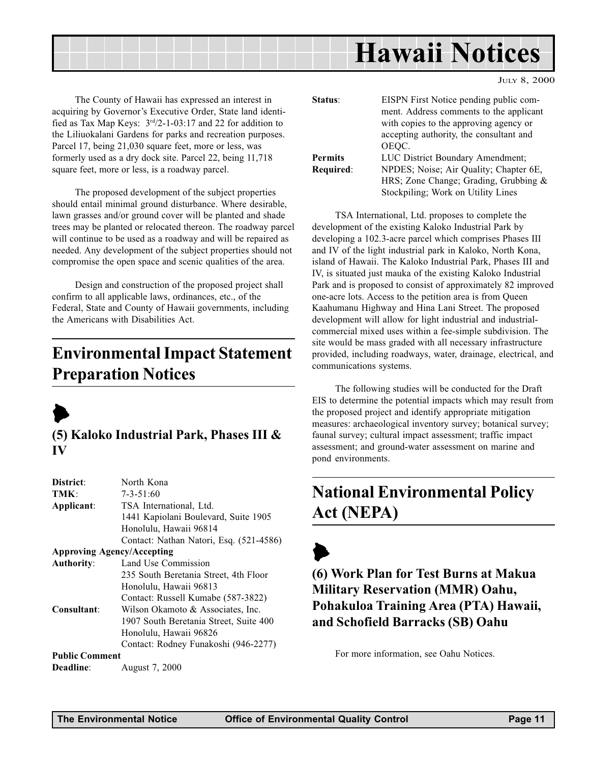The County of Hawaii has expressed an interest in acquiring by Governor's Executive Order, State land identified as Tax Map Keys: 3rd/2-1-03:17 and 22 for addition to the Liliuokalani Gardens for parks and recreation purposes. Parcel 17, being 21,030 square feet, more or less, was formerly used as a dry dock site. Parcel 22, being 11,718 square feet, more or less, is a roadway parcel.

The proposed development of the subject properties should entail minimal ground disturbance. Where desirable, lawn grasses and/or ground cover will be planted and shade trees may be planted or relocated thereon. The roadway parcel will continue to be used as a roadway and will be repaired as needed. Any development of the subject properties should not compromise the open space and scenic qualities of the area.

Design and construction of the proposed project shall confirm to all applicable laws, ordinances, etc., of the Federal, State and County of Hawaii governments, including the Americans with Disabilities Act.

# Environmental Impact Statement Preparation Notices

### (5) Kaloko Industrial Park, Phases III & IV

**District**: North Kona
**TMK**: 7-3-51:60
**Applicant**: TSA International, Ltd.
1441 Kapiolani Boulevard, Suite 1905
Honolulu, Hawaii 96814
Contact: Nathan Natori, Esq. (521-4586)
**Approving Agency/Accepting Authority**: Land Use Commission
235 South Beretania Street, 4th Floor
Honolulu, Hawaii 96813
Contact: Russell Kumabe (587-3822)
**Consultant**: Wilson Okamoto & Associates, Inc.
1907 South Beretania Street, Suite 400
Honolulu, Hawaii 96826
Contact: Rodney Funakoshi (946-2277)
**Public Comment Deadline**: August 7, 2000
**Status**: EISPN First Notice pending public comment. Address comments to the applicant with copies to the approving agency or accepting authority, the consultant and OEQC.
**Permits Required**: LUC District Boundary Amendment; NPDES; Noise; Air Quality; Chapter 6E, HRS; Zone Change; Grading, Grubbing & Stockpiling; Work on Utility Lines

TSA International, Ltd. proposes to complete the development of the existing Kaloko Industrial Park by developing a 102.3-acre parcel which comprises Phases III and IV of the light industrial park in Kaloko, North Kona, island of Hawaii. The Kaloko Industrial Park, Phases III and IV, is situated just mauka of the existing Kaloko Industrial Park and is proposed to consist of approximately 82 improved one-acre lots. Access to the petition area is from Queen Kaahumanu Highway and Hina Lani Street. The proposed development will allow for light industrial and industrial-commercial mixed uses within a fee-simple subdivision. The site would be mass graded with all necessary infrastructure provided, including roadways, water, drainage, electrical, and communications systems.

The following studies will be conducted for the Draft EIS to determine the potential impacts which may result from the proposed project and identify appropriate mitigation measures: archaeological inventory survey; botanical survey; faunal survey; cultural impact assessment; traffic impact assessment; and ground-water assessment on marine and pond environments.

# National Environmental Policy Act (NEPA)

### (6) Work Plan for Test Burns at Makua Military Reservation (MMR) Oahu, Pohakuloa Training Area (PTA) Hawaii, and Schofield Barracks (SB) Oahu

For more information, see Oahu Notices.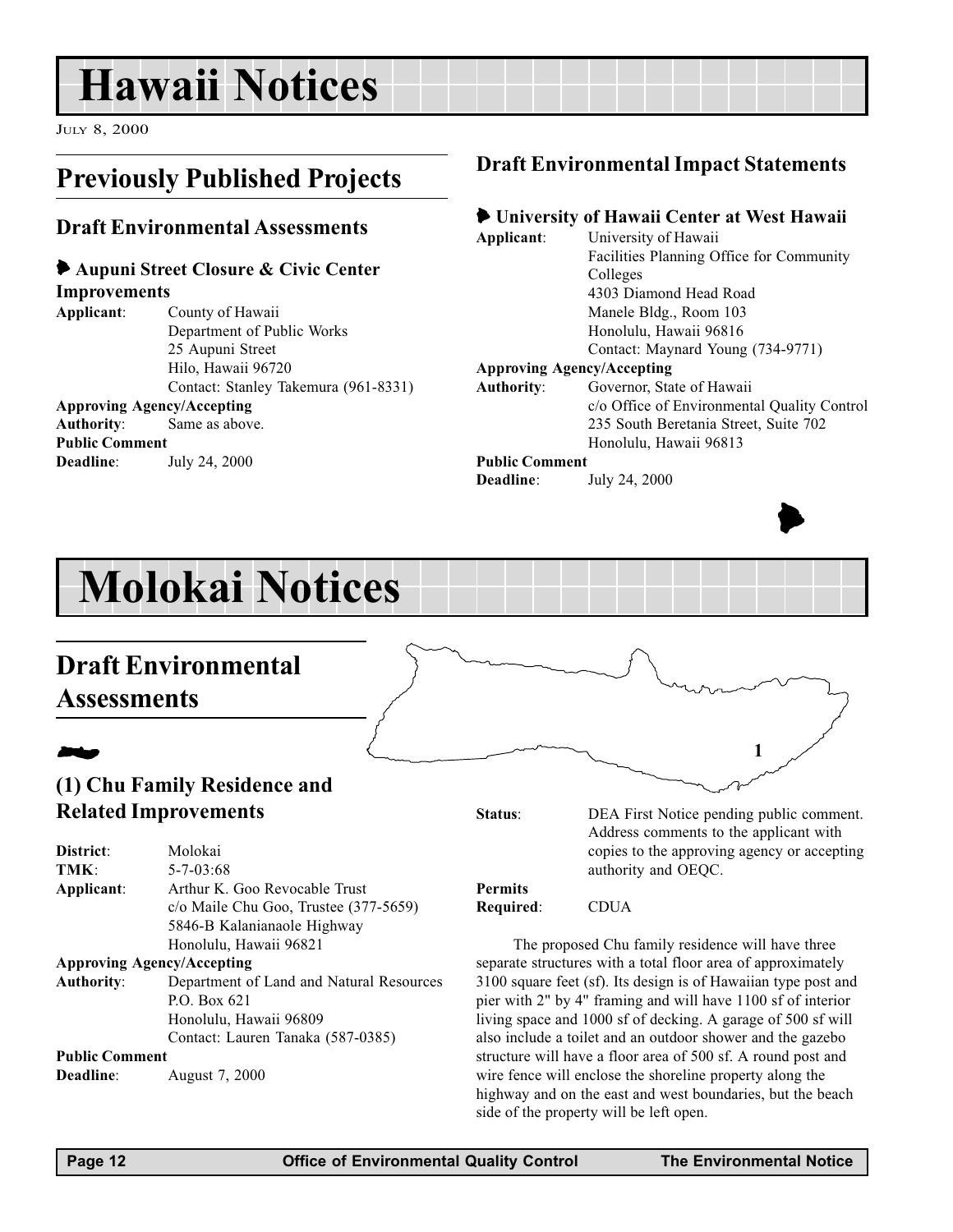# Hawaii Notices

July 8, 2000

## Previously Published Projects

### Draft Environmental Assessments

#### Aupuni Street Closure & Civic Center Improvements

**Applicant**: County of Hawaii
Department of Public Works
25 Aupuni Street
Hilo, Hawaii 96720
Contact: Stanley Takemura (961-8331)

**Approving Agency/Accepting Authority**: Same as above.

**Public Comment Deadline**: July 24, 2000

### Draft Environmental Impact Statements

#### University of Hawaii Center at West Hawaii

**Applicant**: University of Hawaii
Facilities Planning Office for Community Colleges
4303 Diamond Head Road
Manele Bldg., Room 103
Honolulu, Hawaii 96816
Contact: Maynard Young (734-9771)

**Approving Agency/Accepting Authority**: Governor, State of Hawaii
c/o Office of Environmental Quality Control
235 South Beretania Street, Suite 702
Honolulu, Hawaii 96813

**Public Comment Deadline**: July 24, 2000

# Molokai Notices

## Draft Environmental Assessments

### (1) Chu Family Residence and Related Improvements

**District**: Molokai

**TMK**: 5-7-03:68

**Applicant**: Arthur K. Goo Revocable Trust
c/o Maile Chu Goo, Trustee (377-5659)
5846-B Kalanianaole Highway
Honolulu, Hawaii 96821

**Approving Agency/Accepting Authority**: Department of Land and Natural Resources
P.O. Box 621
Honolulu, Hawaii 96809
Contact: Lauren Tanaka (587-0385)

**Public Comment Deadline**: August 7, 2000

**Status**: DEA First Notice pending public comment. Address comments to the applicant with copies to the approving agency or accepting authority and OEQC.

**Permits Required**: CDUA

The proposed Chu family residence will have three separate structures with a total floor area of approximately 3100 square feet (sf). Its design is of Hawaiian type post and pier with 2" by 4" framing and will have 1100 sf of interior living space and 1000 sf of decking. A garage of 500 sf will also include a toilet and an outdoor shower and the gazebo structure will have a floor area of 500 sf. A round post and wire fence will enclose the shoreline property along the highway and on the east and west boundaries, but the beach side of the property will be left open.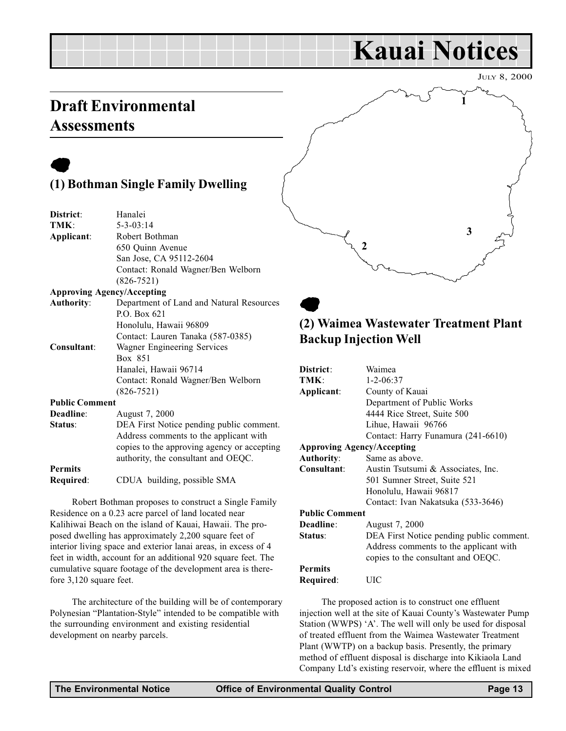# Kauai Notices

JULY 8, 2000

## Draft Environmental Assessments

### (1) Bothman Single Family Dwelling

| | |
|---|---|
| **District**: | Hanalei |
| **TMK**: | 5-3-03:14 |
| **Applicant**: | Robert Bothman<br>650 Quinn Avenue<br>San Jose, CA 95112-2604<br>Contact: Ronald Wagner/Ben Welborn (826-7521) |
| **Approving Agency/Accepting Authority**: | Department of Land and Natural Resources<br>P.O. Box 621<br>Honolulu, Hawaii 96809<br>Contact: Lauren Tanaka (587-0385) |
| **Consultant**: | Wagner Engineering Services<br>Box 851<br>Hanalei, Hawaii 96714<br>Contact: Ronald Wagner/Ben Welborn (826-7521) |
| **Public Comment Deadline**: | August 7, 2000 |
| **Status**: | DEA First Notice pending public comment. Address comments to the applicant with copies to the approving agency or accepting authority, the consultant and OEQC. |
| **Permits Required**: | CDUA building, possible SMA |

Robert Bothman proposes to construct a Single Family Residence on a 0.23 acre parcel of land located near Kalihiwai Beach on the island of Kauai, Hawaii. The proposed dwelling has approximately 2,200 square feet of interior living space and exterior lanai areas, in excess of 4 feet in width, account for an additional 920 square feet. The cumulative square footage of the development area is therefore 3,120 square feet.

The architecture of the building will be of contemporary Polynesian "Plantation-Style" intended to be compatible with the surrounding environment and existing residential development on nearby parcels.

### (2) Waimea Wastewater Treatment Plant Backup Injection Well

| | |
|---|---|
| **District**: | Waimea |
| **TMK**: | 1-2-06:37 |
| **Applicant**: | County of Kauai<br>Department of Public Works<br>4444 Rice Street, Suite 500<br>Lihue, Hawaii 96766<br>Contact: Harry Funamura (241-6610) |
| **Approving Agency/Accepting Authority**: | Same as above. |
| **Consultant**: | Austin Tsutsumi & Associates, Inc.<br>501 Sumner Street, Suite 521<br>Honolulu, Hawaii 96817<br>Contact: Ivan Nakatsuka (533-3646) |
| **Public Comment Deadline**: | August 7, 2000 |
| **Status**: | DEA First Notice pending public comment. Address comments to the applicant with copies to the consultant and OEQC. |
| **Permits Required**: | UIC |

The proposed action is to construct one effluent injection well at the site of Kauai County's Wastewater Pump Station (WWPS) 'A'. The well will only be used for disposal of treated effluent from the Waimea Wastewater Treatment Plant (WWTP) on a backup basis. Presently, the primary method of effluent disposal is discharge into Kikiaola Land Company Ltd's existing reservoir, where the effluent is mixed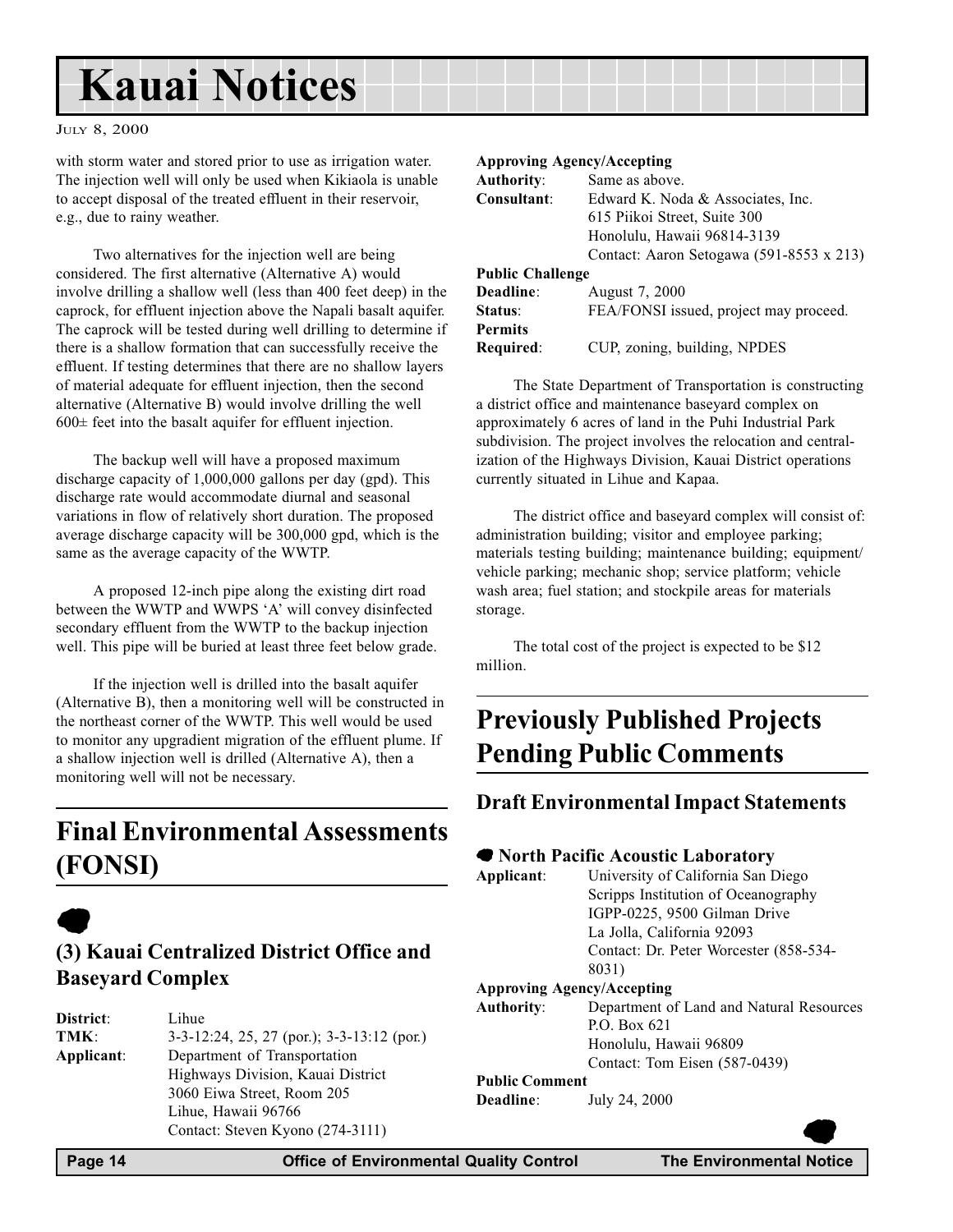with storm water and stored prior to use as irrigation water. The injection well will only be used when Kikiaola is unable to accept disposal of the treated effluent in their reservoir, e.g., due to rainy weather.

Two alternatives for the injection well are being considered. The first alternative (Alternative A) would involve drilling a shallow well (less than 400 feet deep) in the caprock, for effluent injection above the Napali basalt aquifer. The caprock will be tested during well drilling to determine if there is a shallow formation that can successfully receive the effluent. If testing determines that there are no shallow layers of material adequate for effluent injection, then the second alternative (Alternative B) would involve drilling the well 600± feet into the basalt aquifer for effluent injection.

The backup well will have a proposed maximum discharge capacity of 1,000,000 gallons per day (gpd). This discharge rate would accommodate diurnal and seasonal variations in flow of relatively short duration. The proposed average discharge capacity will be 300,000 gpd, which is the same as the average capacity of the WWTP.

A proposed 12-inch pipe along the existing dirt road between the WWTP and WWPS 'A' will convey disinfected secondary effluent from the WWTP to the backup injection well. This pipe will be buried at least three feet below grade.

If the injection well is drilled into the basalt aquifer (Alternative B), then a monitoring well will be constructed in the northeast corner of the WWTP. This well would be used to monitor any upgradient migration of the effluent plume. If a shallow injection well is drilled (Alternative A), then a monitoring well will not be necessary.

## Final Environmental Assessments (FONSI)

### (3) Kauai Centralized District Office and Baseyard Complex

**District**: Lihue
**TMK**: 3-3-12:24, 25, 27 (por.); 3-3-13:12 (por.)
**Applicant**: Department of Transportation
Highways Division, Kauai District
3060 Eiwa Street, Room 205
Lihue, Hawaii 96766
Contact: Steven Kyono (274-3111)
**Approving Agency/Accepting Authority**: Same as above.
**Consultant**: Edward K. Noda & Associates, Inc.
615 Piikoi Street, Suite 300
Honolulu, Hawaii 96814-3139
Contact: Aaron Setogawa (591-8553 x 213)
**Public Challenge Deadline**: August 7, 2000
**Status**: FEA/FONSI issued, project may proceed.
**Permits Required**: CUP, zoning, building, NPDES

The State Department of Transportation is constructing a district office and maintenance baseyard complex on approximately 6 acres of land in the Puhi Industrial Park subdivision. The project involves the relocation and centralization of the Highways Division, Kauai District operations currently situated in Lihue and Kapaa.

The district office and baseyard complex will consist of: administration building; visitor and employee parking; materials testing building; maintenance building; equipment/vehicle parking; mechanic shop; service platform; vehicle wash area; fuel station; and stockpile areas for materials storage.

The total cost of the project is expected to be $12 million.

## Previously Published Projects Pending Public Comments

### Draft Environmental Impact Statements

#### North Pacific Acoustic Laboratory

**Applicant**: University of California San Diego
Scripps Institution of Oceanography
IGPP-0225, 9500 Gilman Drive
La Jolla, California 92093
Contact: Dr. Peter Worcester (858-534-8031)
**Approving Agency/Accepting Authority**: Department of Land and Natural Resources
P.O. Box 621
Honolulu, Hawaii 96809
Contact: Tom Eisen (587-0439)
**Public Comment Deadline**: July 24, 2000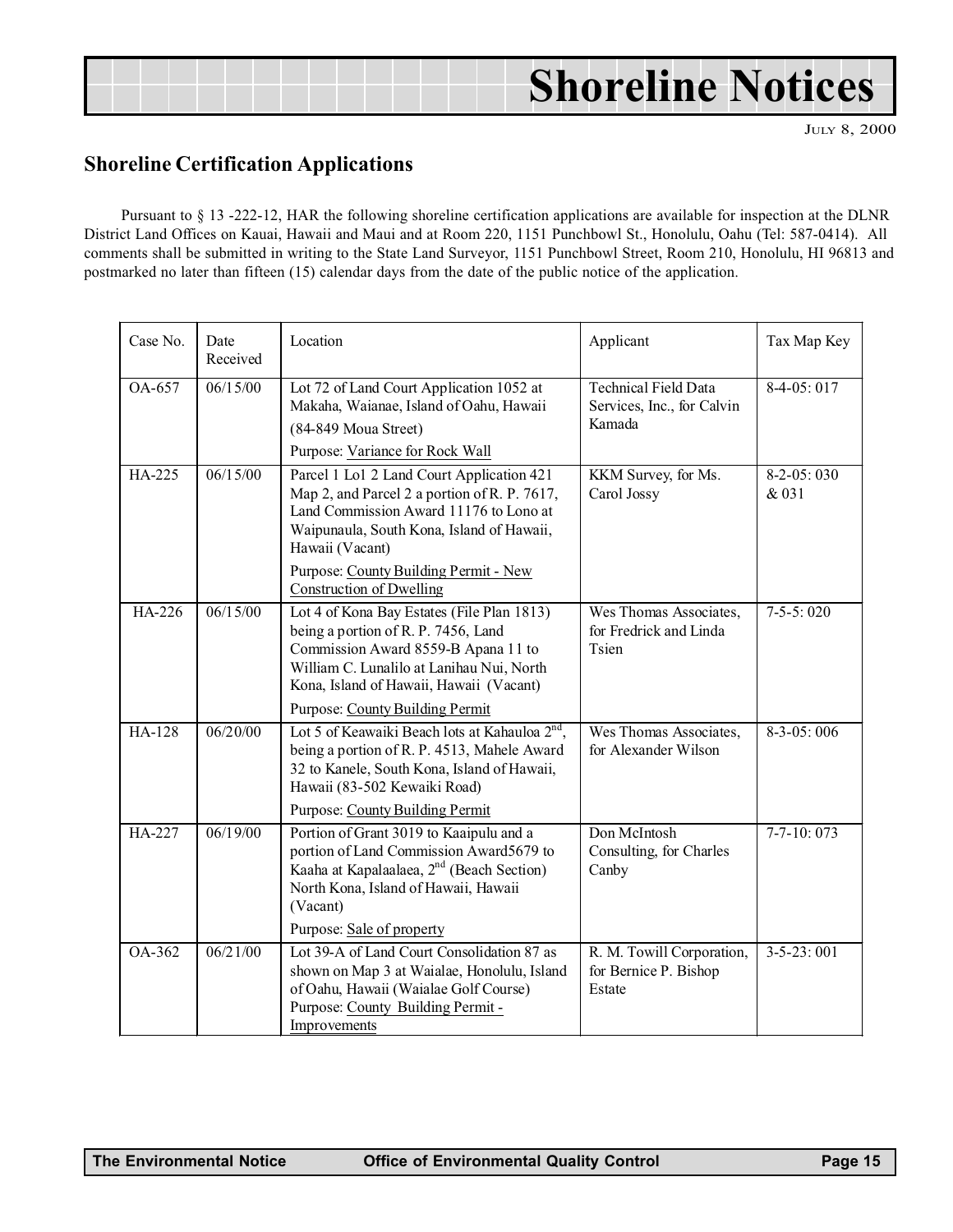# Shoreline Notices

July 8, 2000

## Shoreline Certification Applications

Pursuant to § 13 -222-12, HAR the following shoreline certification applications are available for inspection at the DLNR District Land Offices on Kauai, Hawaii and Maui and at Room 220, 1151 Punchbowl St., Honolulu, Oahu (Tel: 587-0414). All comments shall be submitted in writing to the State Land Surveyor, 1151 Punchbowl Street, Room 210, Honolulu, HI 96813 and postmarked no later than fifteen (15) calendar days from the date of the public notice of the application.

| Case No. | Date Received | Location | Applicant | Tax Map Key |
|---|---|---|---|---|
| OA-657 | 06/15/00 | Lot 72 of Land Court Application 1052 at Makaha, Waianae, Island of Oahu, Hawaii (84-849 Moua Street)<br>Purpose: Variance for Rock Wall | Technical Field Data Services, Inc., for Calvin Kamada | 8-4-05: 017 |
| HA-225 | 06/15/00 | Parcel 1 Lo1 2 Land Court Application 421 Map 2, and Parcel 2 a portion of R. P. 7617, Land Commission Award 11176 to Lono at Waipunaula, South Kona, Island of Hawaii, Hawaii (Vacant)<br>Purpose: County Building Permit - New Construction of Dwelling | KKM Survey, for Ms. Carol Jossy | 8-2-05: 030 & 031 |
| HA-226 | 06/15/00 | Lot 4 of Kona Bay Estates (File Plan 1813) being a portion of R. P. 7456, Land Commission Award 8559-B Apana 11 to William C. Lunalilo at Lanihau Nui, North Kona, Island of Hawaii, Hawaii (Vacant)<br>Purpose: County Building Permit | Wes Thomas Associates, for Fredrick and Linda Tsien | 7-5-5: 020 |
| HA-128 | 06/20/00 | Lot 5 of Keawaiki Beach lots at Kahauloa 2nd, being a portion of R. P. 4513, Mahele Award 32 to Kanele, South Kona, Island of Hawaii, Hawaii (83-502 Kewaiki Road)<br>Purpose: County Building Permit | Wes Thomas Associates, for Alexander Wilson | 8-3-05: 006 |
| HA-227 | 06/19/00 | Portion of Grant 3019 to Kaaipulu and a portion of Land Commission Award5679 to Kaaha at Kapalaalaea, 2nd (Beach Section) North Kona, Island of Hawaii, Hawaii (Vacant)<br>Purpose: Sale of property | Don McIntosh Consulting, for Charles Canby | 7-7-10: 073 |
| OA-362 | 06/21/00 | Lot 39-A of Land Court Consolidation 87 as shown on Map 3 at Waialae, Honolulu, Island of Oahu, Hawaii (Waialae Golf Course)<br>Purpose: County Building Permit - Improvements | R. M. Towill Corporation, for Bernice P. Bishop Estate | 3-5-23: 001 |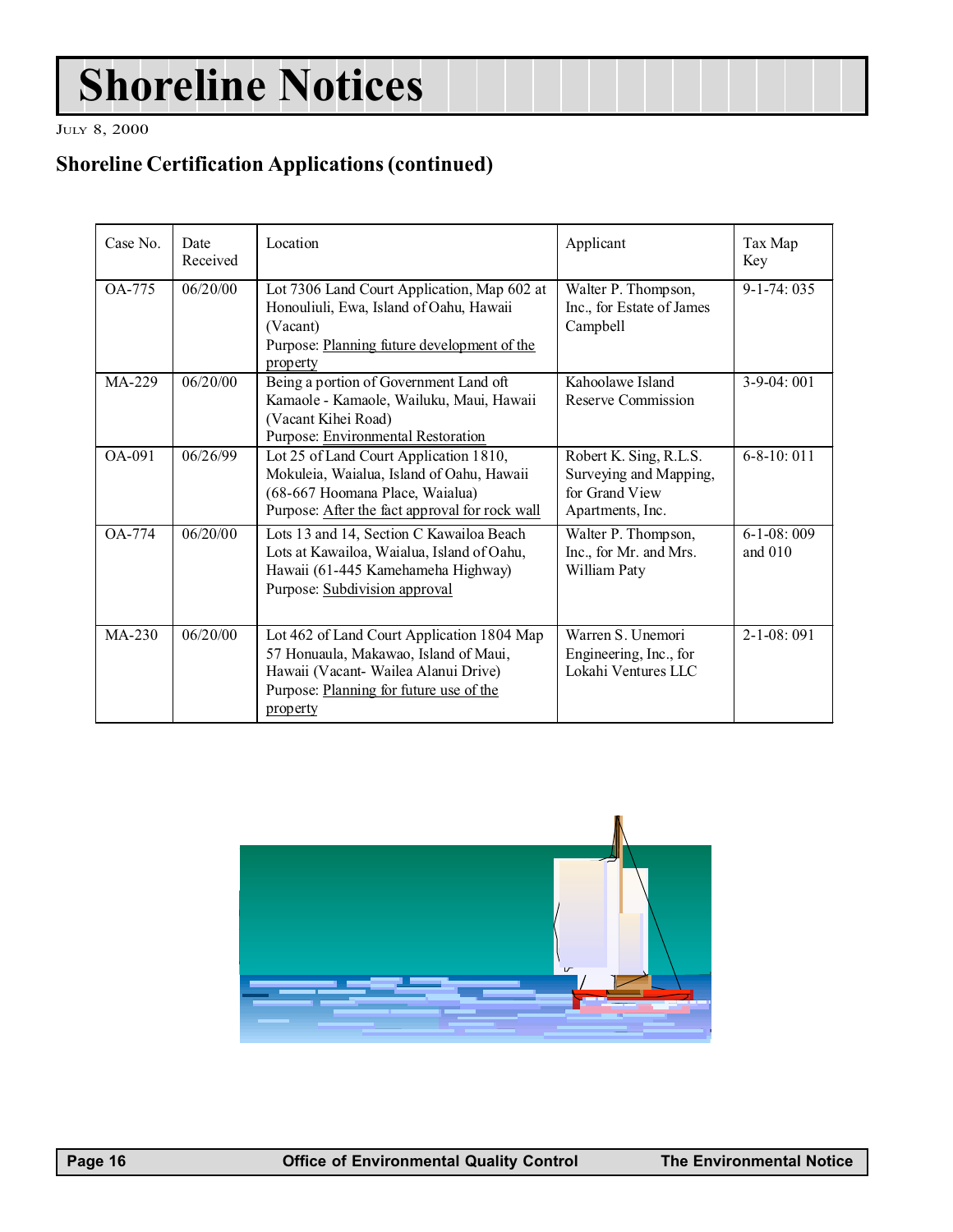# Shoreline Notices

July 8, 2000

## Shoreline Certification Applications (continued)

| Case No. | Date Received | Location | Applicant | Tax Map Key |
|---|---|---|---|---|
| OA-775 | 06/20/00 | Lot 7306 Land Court Application, Map 602 at Honouliuli, Ewa, Island of Oahu, Hawaii (Vacant)<br>Purpose: Planning future development of the property | Walter P. Thompson, Inc., for Estate of James Campbell | 9-1-74: 035 |
| MA-229 | 06/20/00 | Being a portion of Government Land oft Kamaole - Kamaole, Wailuku, Maui, Hawaii (Vacant Kihei Road)<br>Purpose: Environmental Restoration | Kahoolawe Island Reserve Commission | 3-9-04: 001 |
| OA-091 | 06/26/99 | Lot 25 of Land Court Application 1810, Mokuleia, Waialua, Island of Oahu, Hawaii (68-667 Hoomana Place, Waialua)<br>Purpose: After the fact approval for rock wall | Robert K. Sing, R.L.S. Surveying and Mapping, for Grand View Apartments, Inc. | 6-8-10: 011 |
| OA-774 | 06/20/00 | Lots 13 and 14, Section C Kawailoa Beach Lots at Kawailoa, Waialua, Island of Oahu, Hawaii (61-445 Kamehameha Highway)<br>Purpose: Subdivision approval | Walter P. Thompson, Inc., for Mr. and Mrs. William Paty | 6-1-08: 009 and 010 |
| MA-230 | 06/20/00 | Lot 462 of Land Court Application 1804 Map 57 Honuaula, Makawao, Island of Maui, Hawaii (Vacant- Wailea Alanui Drive)<br>Purpose: Planning for future use of the property | Warren S. Unemori Engineering, Inc., for Lokahi Ventures LLC | 2-1-08: 091 |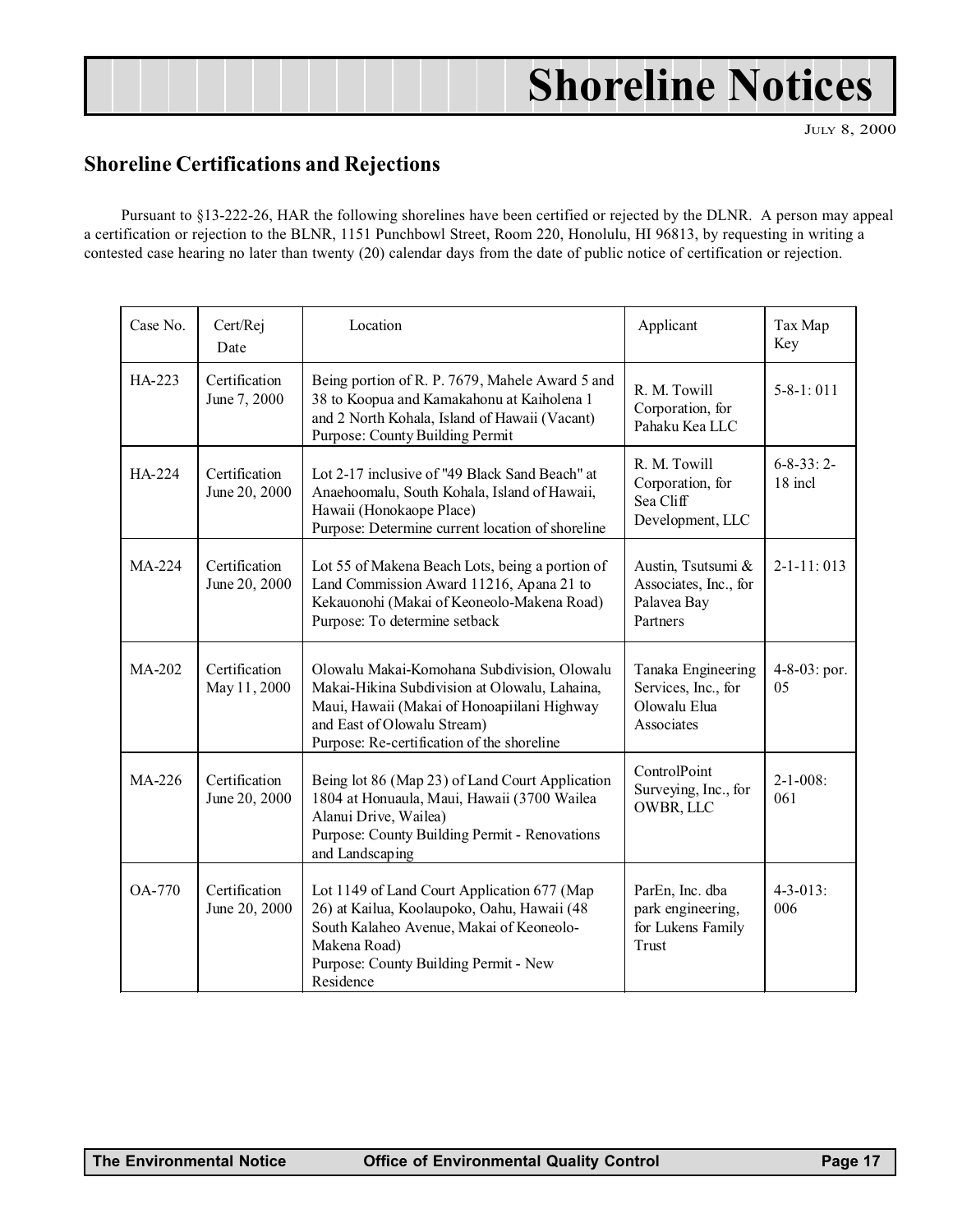# Shoreline Notices

July 8, 2000

## Shoreline Certifications and Rejections

Pursuant to §13-222-26, HAR the following shorelines have been certified or rejected by the DLNR. A person may appeal a certification or rejection to the BLNR, 1151 Punchbowl Street, Room 220, Honolulu, HI 96813, by requesting in writing a contested case hearing no later than twenty (20) calendar days from the date of public notice of certification or rejection.

| Case No. | Cert/Rej Date | Location | Applicant | Tax Map Key |
|---|---|---|---|---|
| HA-223 | Certification June 7, 2000 | Being portion of R. P. 7679, Mahele Award 5 and 38 to Koopua and Kamakahonu at Kaiholena 1 and 2 North Kohala, Island of Hawaii (Vacant) Purpose: County Building Permit | R. M. Towill Corporation, for Pahaku Kea LLC | 5-8-1: 011 |
| HA-224 | Certification June 20, 2000 | Lot 2-17 inclusive of "49 Black Sand Beach" at Anaehoomalu, South Kohala, Island of Hawaii, Hawaii (Honokaope Place) Purpose: Determine current location of shoreline | R. M. Towill Corporation, for Sea Cliff Development, LLC | 6-8-33: 2-18 incl |
| MA-224 | Certification June 20, 2000 | Lot 55 of Makena Beach Lots, being a portion of Land Commission Award 11216, Apana 21 to Kekauonohi (Makai of Keoneolo-Makena Road) Purpose: To determine setback | Austin, Tsutsumi & Associates, Inc., for Palavea Bay Partners | 2-1-11: 013 |
| MA-202 | Certification May 11, 2000 | Olowalu Makai-Komohana Subdivision, Olowalu Makai-Hikina Subdivision at Olowalu, Lahaina, Maui, Hawaii (Makai of Honoapiilani Highway and East of Olowalu Stream) Purpose: Re-certification of the shoreline | Tanaka Engineering Services, Inc., for Olowalu Elua Associates | 4-8-03: por. 05 |
| MA-226 | Certification June 20, 2000 | Being lot 86 (Map 23) of Land Court Application 1804 at Honuaula, Maui, Hawaii (3700 Wailea Alanui Drive, Wailea) Purpose: County Building Permit - Renovations and Landscaping | ControlPoint Surveying, Inc., for OWBR, LLC | 2-1-008: 061 |
| OA-770 | Certification June 20, 2000 | Lot 1149 of Land Court Application 677 (Map 26) at Kailua, Koolaupoko, Oahu, Hawaii (48 South Kalaheo Avenue, Makai of Keoneolo-Makena Road) Purpose: County Building Permit - New Residence | ParEn, Inc. dba park engineering, for Lukens Family Trust | 4-3-013: 006 |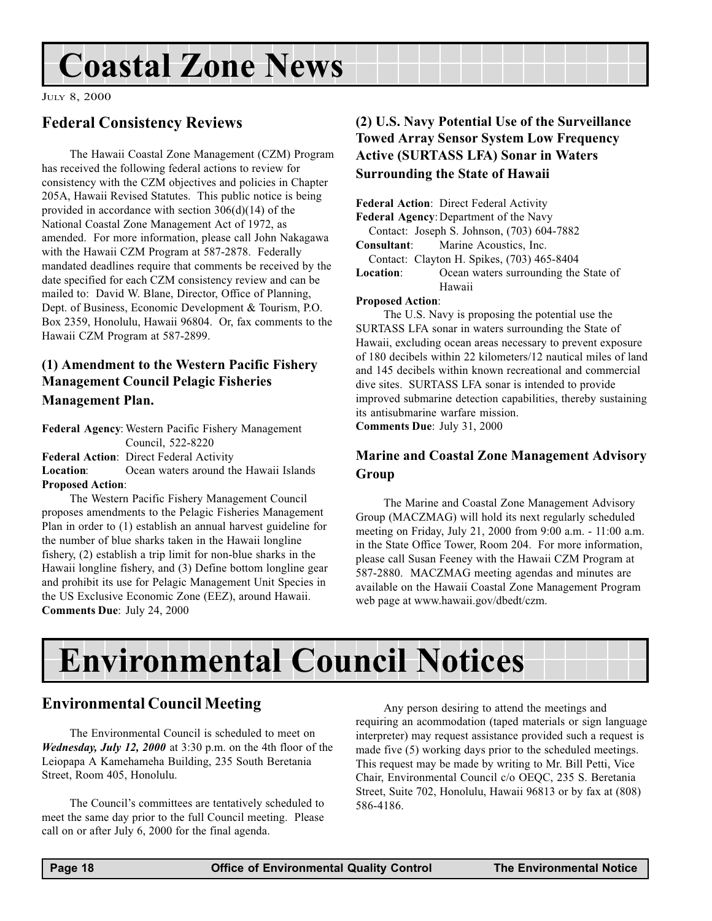# Coastal Zone News

July 8, 2000

## Federal Consistency Reviews

The Hawaii Coastal Zone Management (CZM) Program has received the following federal actions to review for consistency with the CZM objectives and policies in Chapter 205A, Hawaii Revised Statutes. This public notice is being provided in accordance with section 306(d)(14) of the National Coastal Zone Management Act of 1972, as amended. For more information, please call John Nakagawa with the Hawaii CZM Program at 587-2878. Federally mandated deadlines require that comments be received by the date specified for each CZM consistency review and can be mailed to: David W. Blane, Director, Office of Planning, Dept. of Business, Economic Development & Tourism, P.O. Box 2359, Honolulu, Hawaii 96804. Or, fax comments to the Hawaii CZM Program at 587-2899.

### (1) Amendment to the Western Pacific Fishery Management Council Pelagic Fisheries Management Plan.

**Federal Agency**: Western Pacific Fishery Management Council, 522-8220
**Federal Action**: Direct Federal Activity
**Location**: Ocean waters around the Hawaii Islands
**Proposed Action**:

The Western Pacific Fishery Management Council proposes amendments to the Pelagic Fisheries Management Plan in order to (1) establish an annual harvest guideline for the number of blue sharks taken in the Hawaii longline fishery, (2) establish a trip limit for non-blue sharks in the Hawaii longline fishery, and (3) Define bottom longline gear and prohibit its use for Pelagic Management Unit Species in the US Exclusive Economic Zone (EEZ), around Hawaii.
**Comments Due**: July 24, 2000

### (2) U.S. Navy Potential Use of the Surveillance Towed Array Sensor System Low Frequency Active (SURTASS LFA) Sonar in Waters Surrounding the State of Hawaii

**Federal Action**: Direct Federal Activity
**Federal Agency**: Department of the Navy
Contact: Joseph S. Johnson, (703) 604-7882
**Consultant**: Marine Acoustics, Inc.
Contact: Clayton H. Spikes, (703) 465-8404
**Location**: Ocean waters surrounding the State of Hawaii
**Proposed Action**:

The U.S. Navy is proposing the potential use the SURTASS LFA sonar in waters surrounding the State of Hawaii, excluding ocean areas necessary to prevent exposure of 180 decibels within 22 kilometers/12 nautical miles of land and 145 decibels within known recreational and commercial dive sites. SURTASS LFA sonar is intended to provide improved submarine detection capabilities, thereby sustaining its antisubmarine warfare mission.
**Comments Due**: July 31, 2000

## Marine and Coastal Zone Management Advisory Group

The Marine and Coastal Zone Management Advisory Group (MACZMAG) will hold its next regularly scheduled meeting on Friday, July 21, 2000 from 9:00 a.m. - 11:00 a.m. in the State Office Tower, Room 204. For more information, please call Susan Feeney with the Hawaii CZM Program at 587-2880. MACZMAG meeting agendas and minutes are available on the Hawaii Coastal Zone Management Program web page at www.hawaii.gov/dbedt/czm.

# Environmental Council Notices

## Environmental Council Meeting

The Environmental Council is scheduled to meet on ***Wednesday, July 12, 2000*** at 3:30 p.m. on the 4th floor of the Leiopapa A Kamehameha Building, 235 South Beretania Street, Room 405, Honolulu.

The Council's committees are tentatively scheduled to meet the same day prior to the full Council meeting. Please call on or after July 6, 2000 for the final agenda.

Any person desiring to attend the meetings and requiring an acommodation (taped materials or sign language interpreter) may request assistance provided such a request is made five (5) working days prior to the scheduled meetings. This request may be made by writing to Mr. Bill Petti, Vice Chair, Environmental Council c/o OEQC, 235 S. Beretania Street, Suite 702, Honolulu, Hawaii 96813 or by fax at (808) 586-4186.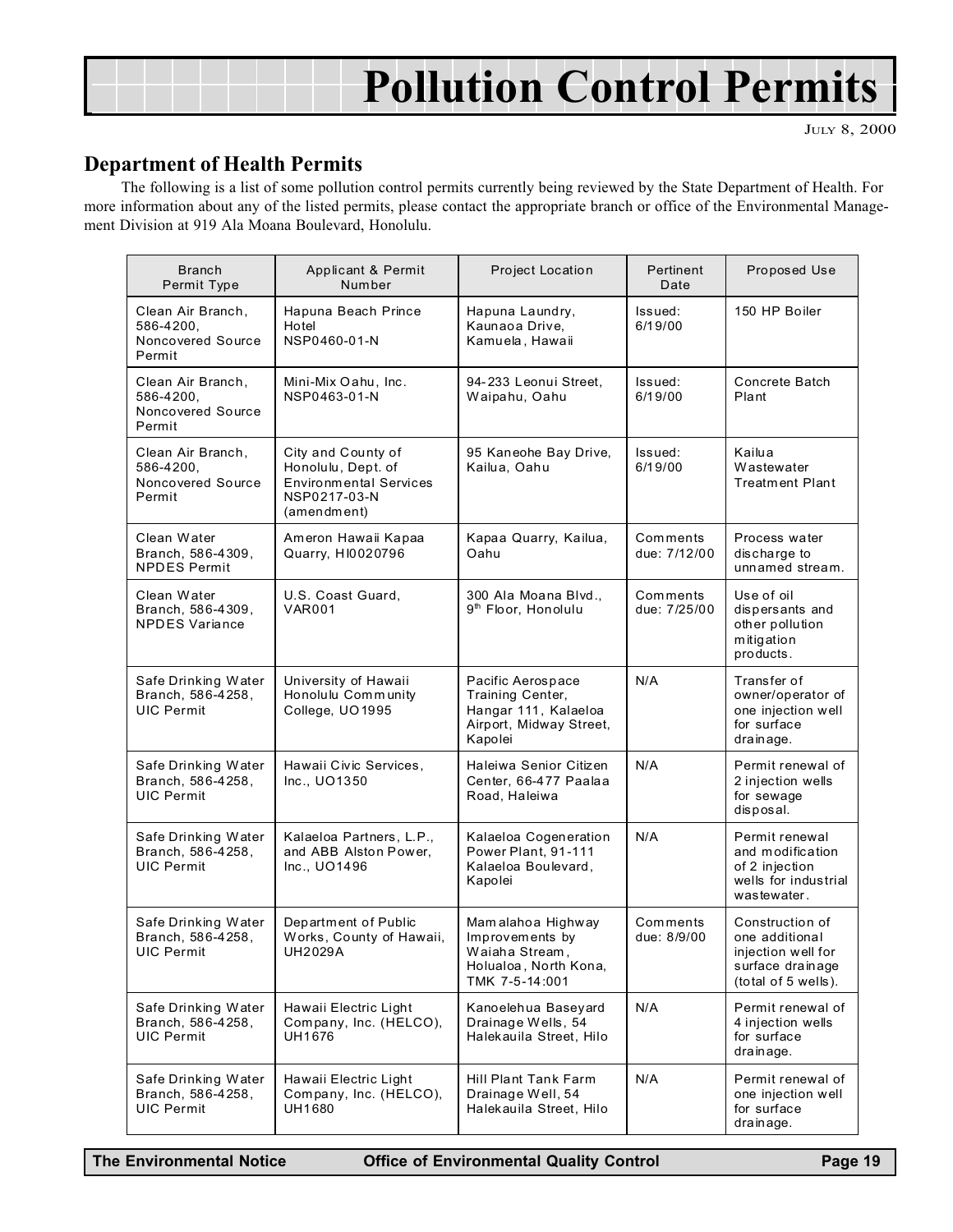# Pollution Control Permits

JULY 8, 2000

## Department of Health Permits

The following is a list of some pollution control permits currently being reviewed by the State Department of Health. For more information about any of the listed permits, please contact the appropriate branch or office of the Environmental Management Division at 919 Ala Moana Boulevard, Honolulu.

| Branch Permit Type | Applicant & Permit Number | Project Location | Pertinent Date | Proposed Use |
|---|---|---|---|---|
| Clean Air Branch, 586-4200, Noncovered Source Permit | Hapuna Beach Prince Hotel NSP0460-01-N | Hapuna Laundry, Kaunaoa Drive, Kamuela, Hawaii | Issued: 6/19/00 | 150 HP Boiler |
| Clean Air Branch, 586-4200, Noncovered Source Permit | Mini-Mix Oahu, Inc. NSP0463-01-N | 94-233 Leonui Street, Waipahu, Oahu | Issued: 6/19/00 | Concrete Batch Plant |
| Clean Air Branch, 586-4200, Noncovered Source Permit | City and County of Honolulu, Dept. of Environmental Services NSP0217-03-N (amendment) | 95 Kaneohe Bay Drive, Kailua, Oahu | Issued: 6/19/00 | Kailua Wastewater Treatment Plant |
| Clean Water Branch, 586-4309, NPDES Permit | Ameron Hawaii Kapaa Quarry, HI0020796 | Kapaa Quarry, Kailua, Oahu | Comments due: 7/12/00 | Process water discharge to unnamed stream. |
| Clean Water Branch, 586-4309, NPDES Variance | U.S. Coast Guard, VAR001 | 300 Ala Moana Blvd., 9th Floor, Honolulu | Comments due: 7/25/00 | Use of oil dispersants and other pollution mitigation products. |
| Safe Drinking Water Branch, 586-4258, UIC Permit | University of Hawaii Honolulu Community College, UO1995 | Pacific Aerospace Training Center, Hangar 111, Kalaeloa Airport, Midway Street, Kapolei | N/A | Transfer of owner/operator of one injection well for surface drainage. |
| Safe Drinking Water Branch, 586-4258, UIC Permit | Hawaii Civic Services, Inc., UO1350 | Haleiwa Senior Citizen Center, 66-477 Paalaa Road, Haleiwa | N/A | Permit renewal of 2 injection wells for sewage disposal. |
| Safe Drinking Water Branch, 586-4258, UIC Permit | Kalaeloa Partners, L.P., and ABB Alston Power, Inc., UO1496 | Kalaeloa Cogeneration Power Plant, 91-111 Kalaeloa Boulevard, Kapolei | N/A | Permit renewal and modification of 2 injection wells for industrial wastewater. |
| Safe Drinking Water Branch, 586-4258, UIC Permit | Department of Public Works, County of Hawaii, UH2029A | Mamalahoa Highway Improvements by Waiaha Stream, Holualoa, North Kona, TMK 7-5-14:001 | Comments due: 8/9/00 | Construction of one additional injection well for surface drainage (total of 5 wells). |
| Safe Drinking Water Branch, 586-4258, UIC Permit | Hawaii Electric Light Company, Inc. (HELCO), UH1676 | Kanoelehua Baseyard Drainage Wells, 54 Halekauila Street, Hilo | N/A | Permit renewal of 4 injection wells for surface drainage. |
| Safe Drinking Water Branch, 586-4258, UIC Permit | Hawaii Electric Light Company, Inc. (HELCO), UH1680 | Hill Plant Tank Farm Drainage Well, 54 Halekauila Street, Hilo | N/A | Permit renewal of one injection well for surface drainage. |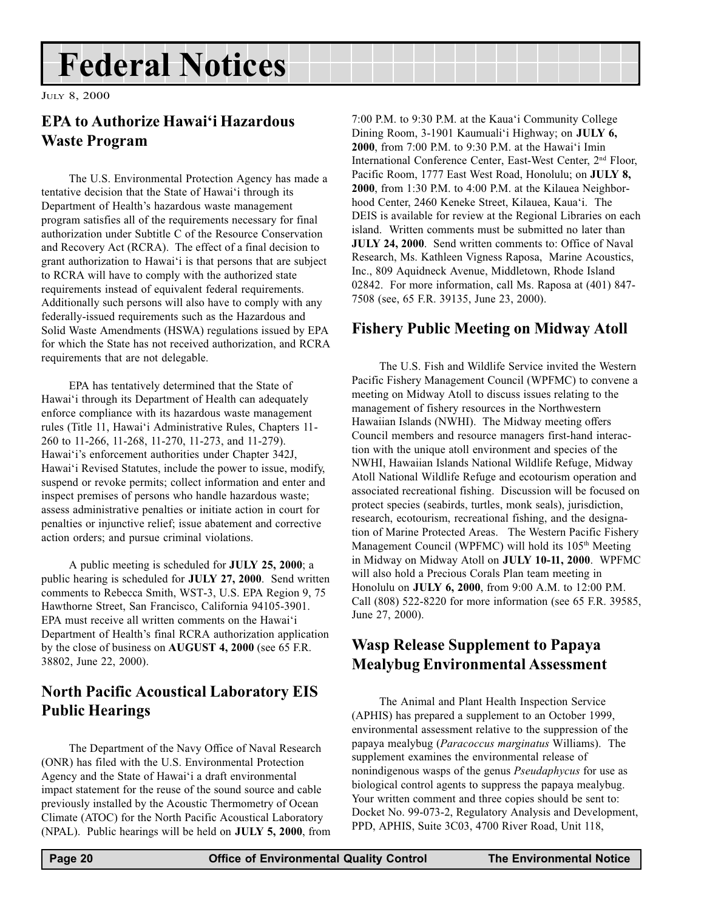# Federal Notices

JULY 8, 2000

## EPA to Authorize Hawai'i Hazardous Waste Program

The U.S. Environmental Protection Agency has made a tentative decision that the State of Hawai'i through its Department of Health's hazardous waste management program satisfies all of the requirements necessary for final authorization under Subtitle C of the Resource Conservation and Recovery Act (RCRA). The effect of a final decision to grant authorization to Hawai'i is that persons that are subject to RCRA will have to comply with the authorized state requirements instead of equivalent federal requirements. Additionally such persons will also have to comply with any federally-issued requirements such as the Hazardous and Solid Waste Amendments (HSWA) regulations issued by EPA for which the State has not received authorization, and RCRA requirements that are not delegable.

EPA has tentatively determined that the State of Hawai'i through its Department of Health can adequately enforce compliance with its hazardous waste management rules (Title 11, Hawai'i Administrative Rules, Chapters 11-260 to 11-266, 11-268, 11-270, 11-273, and 11-279). Hawai'i's enforcement authorities under Chapter 342J, Hawai'i Revised Statutes, include the power to issue, modify, suspend or revoke permits; collect information and enter and inspect premises of persons who handle hazardous waste; assess administrative penalties or initiate action in court for penalties or injunctive relief; issue abatement and corrective action orders; and pursue criminal violations.

A public meeting is scheduled for **JULY 25, 2000**; a public hearing is scheduled for **JULY 27, 2000**. Send written comments to Rebecca Smith, WST-3, U.S. EPA Region 9, 75 Hawthorne Street, San Francisco, California 94105-3901. EPA must receive all written comments on the Hawai'i Department of Health's final RCRA authorization application by the close of business on **AUGUST 4, 2000** (see 65 F.R. 38802, June 22, 2000).

## North Pacific Acoustical Laboratory EIS Public Hearings

The Department of the Navy Office of Naval Research (ONR) has filed with the U.S. Environmental Protection Agency and the State of Hawai'i a draft environmental impact statement for the reuse of the sound source and cable previously installed by the Acoustic Thermometry of Ocean Climate (ATOC) for the North Pacific Acoustical Laboratory (NPAL). Public hearings will be held on **JULY 5, 2000**, from 7:00 P.M. to 9:30 P.M. at the Kaua'i Community College Dining Room, 3-1901 Kaumuali'i Highway; on **JULY 6, 2000**, from 7:00 P.M. to 9:30 P.M. at the Hawai'i Imin International Conference Center, East-West Center, 2nd Floor, Pacific Room, 1777 East West Road, Honolulu; on **JULY 8, 2000**, from 1:30 P.M. to 4:00 P.M. at the Kilauea Neighborhood Center, 2460 Keneke Street, Kilauea, Kaua'i. The DEIS is available for review at the Regional Libraries on each island. Written comments must be submitted no later than **JULY 24, 2000**. Send written comments to: Office of Naval Research, Ms. Kathleen Vigness Raposa, Marine Acoustics, Inc., 809 Aquidneck Avenue, Middletown, Rhode Island 02842. For more information, call Ms. Raposa at (401) 847-7508 (see, 65 F.R. 39135, June 23, 2000).

## Fishery Public Meeting on Midway Atoll

The U.S. Fish and Wildlife Service invited the Western Pacific Fishery Management Council (WPFMC) to convene a meeting on Midway Atoll to discuss issues relating to the management of fishery resources in the Northwestern Hawaiian Islands (NWHI). The Midway meeting offers Council members and resource managers first-hand interaction with the unique atoll environment and species of the NWHI, Hawaiian Islands National Wildlife Refuge, Midway Atoll National Wildlife Refuge and ecotourism operation and associated recreational fishing. Discussion will be focused on protect species (seabirds, turtles, monk seals), jurisdiction, research, ecotourism, recreational fishing, and the designation of Marine Protected Areas. The Western Pacific Fishery Management Council (WPFMC) will hold its 105th Meeting in Midway on Midway Atoll on **JULY 10-11, 2000**. WPFMC will also hold a Precious Corals Plan team meeting in Honolulu on **JULY 6, 2000**, from 9:00 A.M. to 12:00 P.M. Call (808) 522-8220 for more information (see 65 F.R. 39585, June 27, 2000).

## Wasp Release Supplement to Papaya Mealybug Environmental Assessment

The Animal and Plant Health Inspection Service (APHIS) has prepared a supplement to an October 1999, environmental assessment relative to the suppression of the papaya mealybug (*Paracoccus marginatus* Williams). The supplement examines the environmental release of nonindigenous wasps of the genus *Pseudaphycus* for use as biological control agents to suppress the papaya mealybug. Your written comment and three copies should be sent to: Docket No. 99-073-2, Regulatory Analysis and Development, PPD, APHIS, Suite 3C03, 4700 River Road, Unit 118,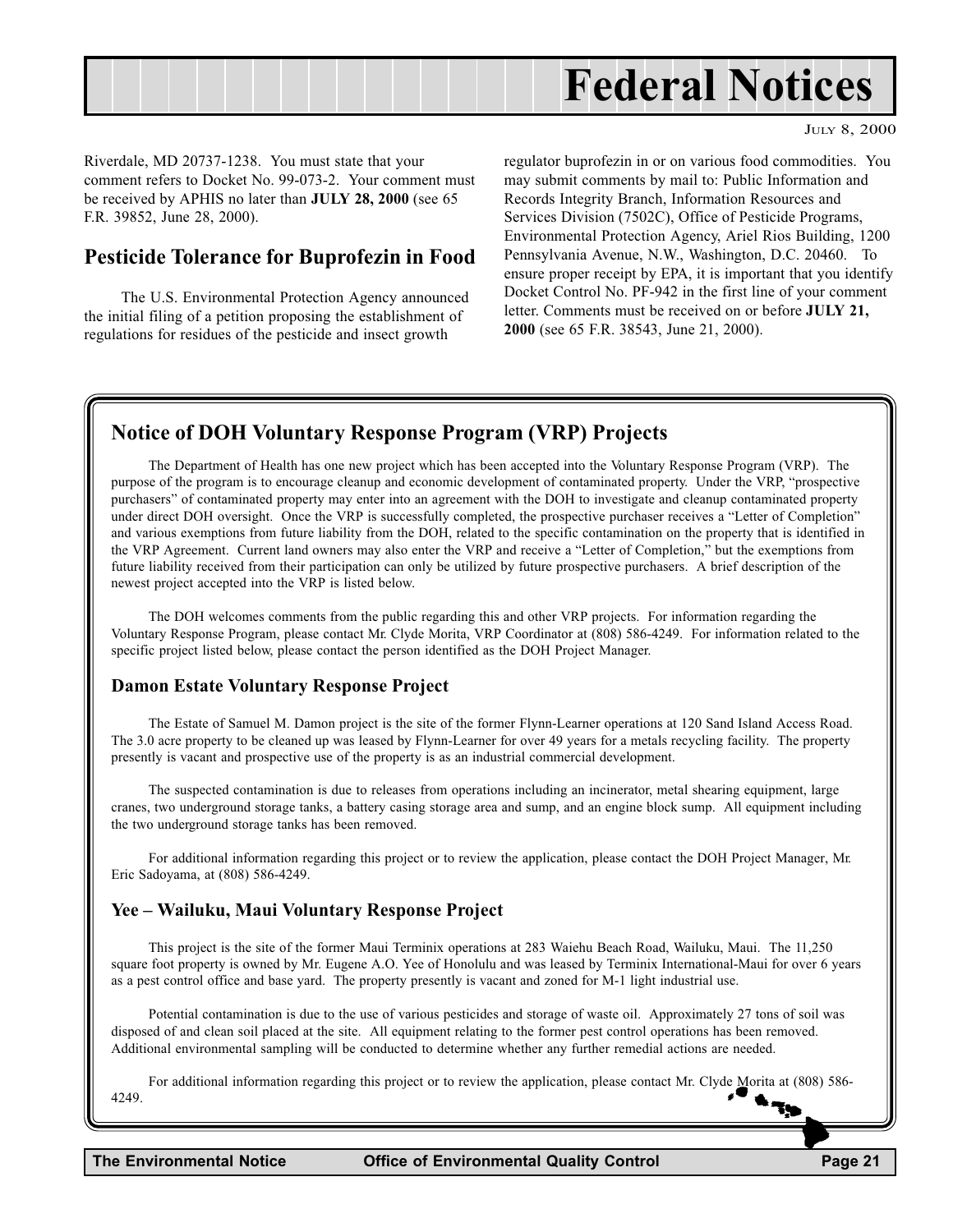Riverdale, MD 20737-1238. You must state that your comment refers to Docket No. 99-073-2. Your comment must be received by APHIS no later than **JULY 28, 2000** (see 65 F.R. 39852, June 28, 2000).

## Pesticide Tolerance for Buprofezin in Food

The U.S. Environmental Protection Agency announced the initial filing of a petition proposing the establishment of regulations for residues of the pesticide and insect growth regulator buprofezin in or on various food commodities. You may submit comments by mail to: Public Information and Records Integrity Branch, Information Resources and Services Division (7502C), Office of Pesticide Programs, Environmental Protection Agency, Ariel Rios Building, 1200 Pennsylvania Avenue, N.W., Washington, D.C. 20460. To ensure proper receipt by EPA, it is important that you identify Docket Control No. PF-942 in the first line of your comment letter. Comments must be received on or before **JULY 21, 2000** (see 65 F.R. 38543, June 21, 2000).

## Notice of DOH Voluntary Response Program (VRP) Projects

The Department of Health has one new project which has been accepted into the Voluntary Response Program (VRP). The purpose of the program is to encourage cleanup and economic development of contaminated property. Under the VRP, "prospective purchasers" of contaminated property may enter into an agreement with the DOH to investigate and cleanup contaminated property under direct DOH oversight. Once the VRP is successfully completed, the prospective purchaser receives a "Letter of Completion" and various exemptions from future liability from the DOH, related to the specific contamination on the property that is identified in the VRP Agreement. Current land owners may also enter the VRP and receive a "Letter of Completion," but the exemptions from future liability received from their participation can only be utilized by future prospective purchasers. A brief description of the newest project accepted into the VRP is listed below.

The DOH welcomes comments from the public regarding this and other VRP projects. For information regarding the Voluntary Response Program, please contact Mr. Clyde Morita, VRP Coordinator at (808) 586-4249. For information related to the specific project listed below, please contact the person identified as the DOH Project Manager.

### Damon Estate Voluntary Response Project

The Estate of Samuel M. Damon project is the site of the former Flynn-Learner operations at 120 Sand Island Access Road. The 3.0 acre property to be cleaned up was leased by Flynn-Learner for over 49 years for a metals recycling facility. The property presently is vacant and prospective use of the property is as an industrial commercial development.

The suspected contamination is due to releases from operations including an incinerator, metal shearing equipment, large cranes, two underground storage tanks, a battery casing storage area and sump, and an engine block sump. All equipment including the two underground storage tanks has been removed.

For additional information regarding this project or to review the application, please contact the DOH Project Manager, Mr. Eric Sadoyama, at (808) 586-4249.

### Yee – Wailuku, Maui Voluntary Response Project

This project is the site of the former Maui Terminix operations at 283 Waiehu Beach Road, Wailuku, Maui. The 11,250 square foot property is owned by Mr. Eugene A.O. Yee of Honolulu and was leased by Terminix International-Maui for over 6 years as a pest control office and base yard. The property presently is vacant and zoned for M-1 light industrial use.

Potential contamination is due to the use of various pesticides and storage of waste oil. Approximately 27 tons of soil was disposed of and clean soil placed at the site. All equipment relating to the former pest control operations has been removed. Additional environmental sampling will be conducted to determine whether any further remedial actions are needed.

For additional information regarding this project or to review the application, please contact Mr. Clyde Morita at (808) 586-4249.